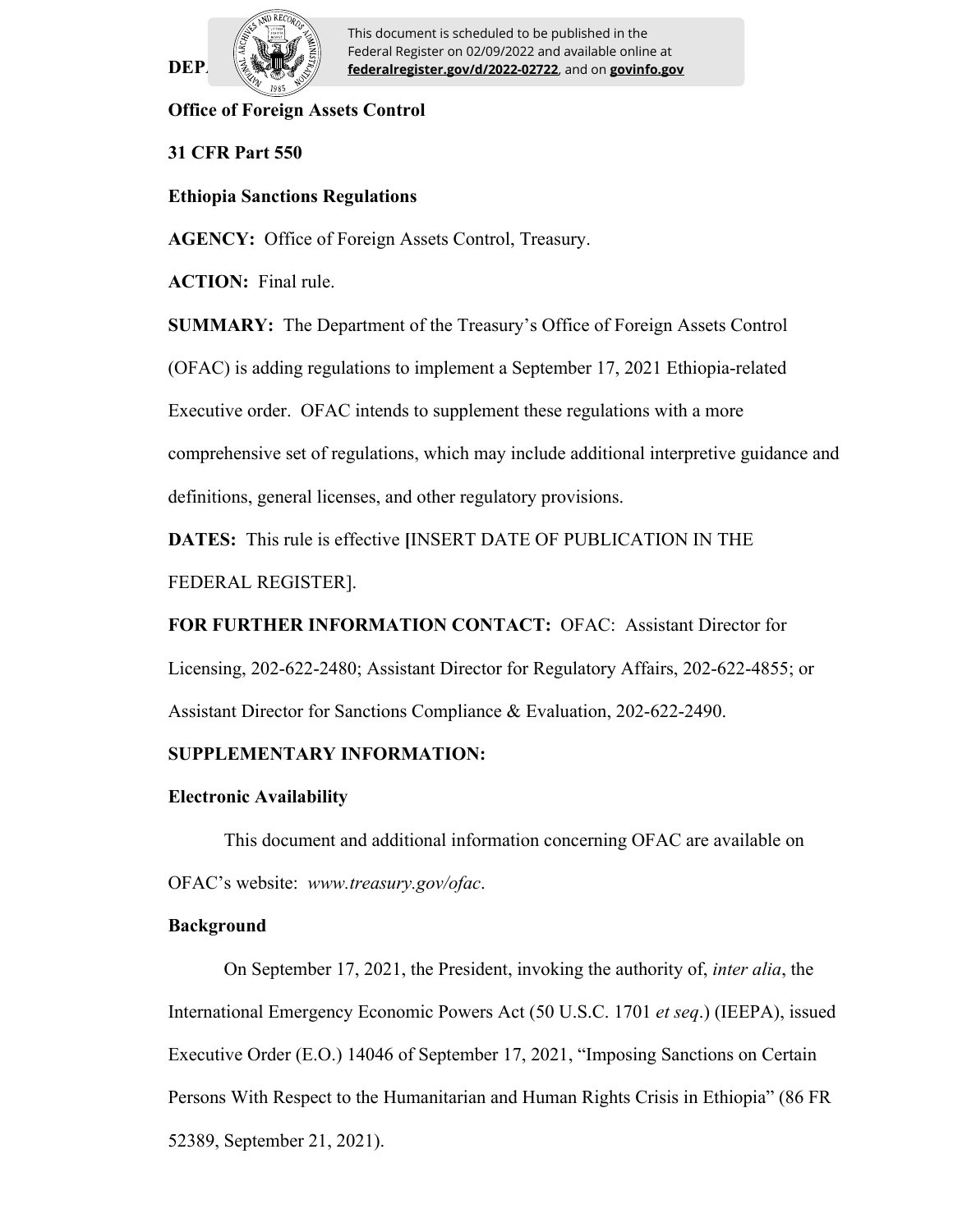**DEPARTMENT OF THE TREASURY**

**Office of Foreign Assets Control**

**31 CFR Part 550**

**Ethiopia Sanctions Regulations**

**AGENCY:** Office of Foreign Assets Control, Treasury.

**ACTION:** Final rule.

**SUMMARY:** The Department of the Treasury's Office of Foreign Assets Control (OFAC) is adding regulations to implement a September 17, 2021 Ethiopia-related Executive order. OFAC intends to supplement these regulations with a more comprehensive set of regulations, which may include additional interpretive guidance and definitions, general licenses, and other regulatory provisions.

**DATES:** This rule is effective **[**INSERT DATE OF PUBLICATION IN THE FEDERAL REGISTER].

**FOR FURTHER INFORMATION CONTACT:** OFAC: Assistant Director for Licensing, 202-622-2480; Assistant Director for Regulatory Affairs, 202-622-4855; or Assistant Director for Sanctions Compliance & Evaluation, 202-622-2490.

**SUPPLEMENTARY INFORMATION:**

**Electronic Availability**

This document and additional information concerning OFAC are available on OFAC's website: *www.treasury.gov/ofac*.

**Background**

On September 17, 2021, the President, invoking the authority of, *inter alia*, the International Emergency Economic Powers Act (50 U.S.C. 1701 *et seq*.) (IEEPA), issued Executive Order (E.O.) 14046 of September 17, 2021, "Imposing Sanctions on Certain Persons With Respect to the Humanitarian and Human Rights Crisis in Ethiopia" (86 FR 52389, September 21, 2021).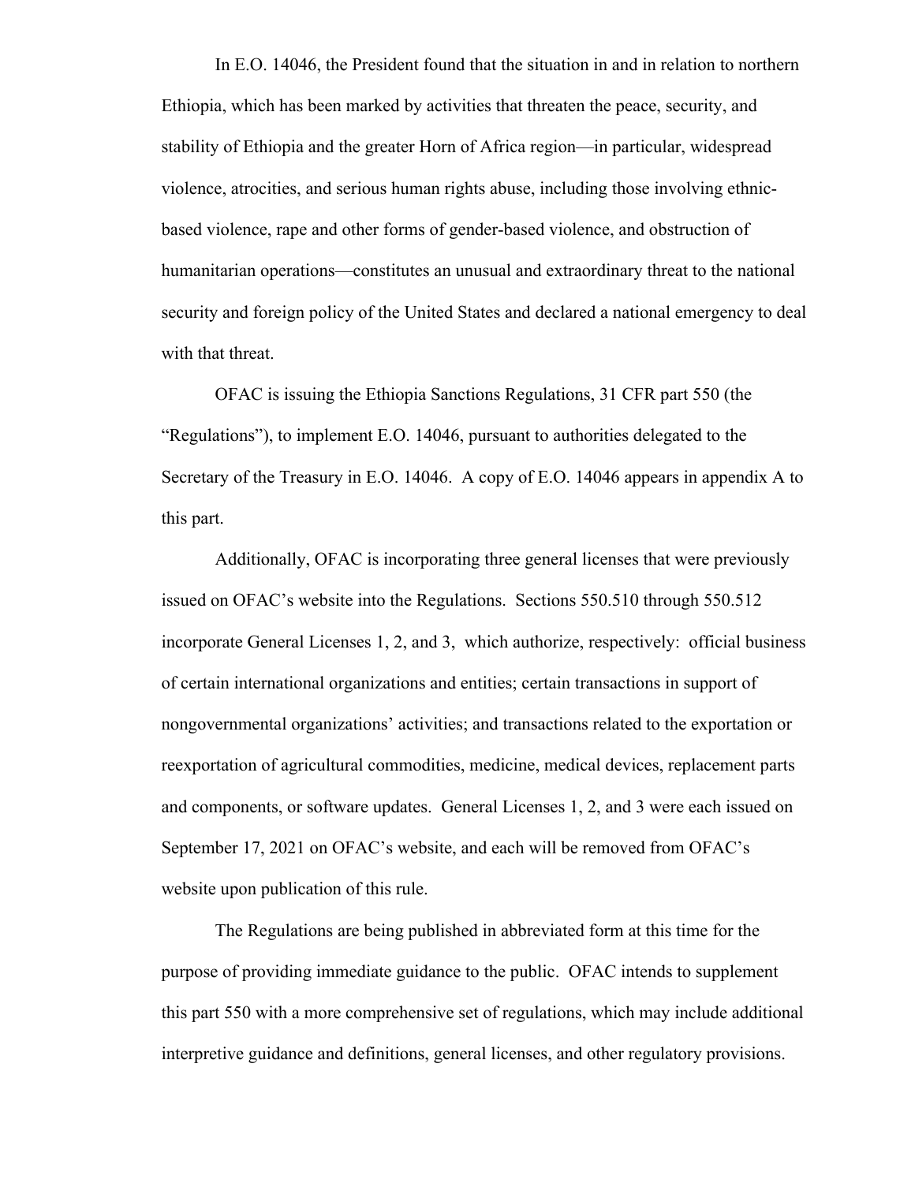In E.O. 14046, the President found that the situation in and in relation to northern Ethiopia, which has been marked by activities that threaten the peace, security, and stability of Ethiopia and the greater Horn of Africa region—in particular, widespread violence, atrocities, and serious human rights abuse, including those involving ethnic-based violence, rape and other forms of gender-based violence, and obstruction of humanitarian operations—constitutes an unusual and extraordinary threat to the national security and foreign policy of the United States and declared a national emergency to deal with that threat.

OFAC is issuing the Ethiopia Sanctions Regulations, 31 CFR part 550 (the "Regulations"), to implement E.O. 14046, pursuant to authorities delegated to the Secretary of the Treasury in E.O. 14046. A copy of E.O. 14046 appears in appendix A to this part.

Additionally, OFAC is incorporating three general licenses that were previously issued on OFAC's website into the Regulations. Sections 550.510 through 550.512 incorporate General Licenses 1, 2, and 3, which authorize, respectively: official business of certain international organizations and entities; certain transactions in support of nongovernmental organizations' activities; and transactions related to the exportation or reexportation of agricultural commodities, medicine, medical devices, replacement parts and components, or software updates. General Licenses 1, 2, and 3 were each issued on September 17, 2021 on OFAC's website, and each will be removed from OFAC's website upon publication of this rule.

The Regulations are being published in abbreviated form at this time for the purpose of providing immediate guidance to the public. OFAC intends to supplement this part 550 with a more comprehensive set of regulations, which may include additional interpretive guidance and definitions, general licenses, and other regulatory provisions.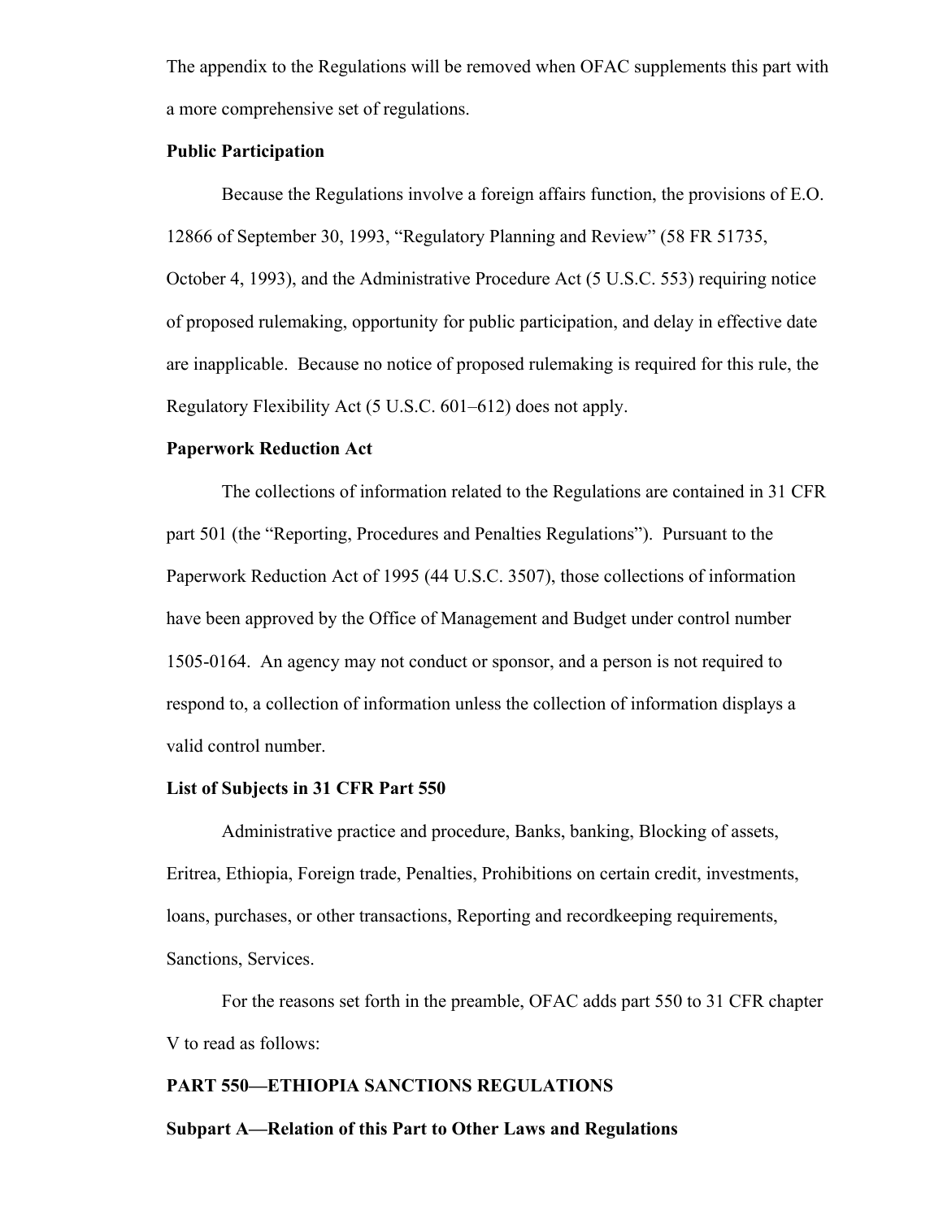The appendix to the Regulations will be removed when OFAC supplements this part with a more comprehensive set of regulations.

**Public Participation**

Because the Regulations involve a foreign affairs function, the provisions of E.O. 12866 of September 30, 1993, “Regulatory Planning and Review” (58 FR 51735, October 4, 1993), and the Administrative Procedure Act (5 U.S.C. 553) requiring notice of proposed rulemaking, opportunity for public participation, and delay in effective date are inapplicable. Because no notice of proposed rulemaking is required for this rule, the Regulatory Flexibility Act (5 U.S.C. 601–612) does not apply.

**Paperwork Reduction Act**

The collections of information related to the Regulations are contained in 31 CFR part 501 (the “Reporting, Procedures and Penalties Regulations”). Pursuant to the Paperwork Reduction Act of 1995 (44 U.S.C. 3507), those collections of information have been approved by the Office of Management and Budget under control number 1505-0164. An agency may not conduct or sponsor, and a person is not required to respond to, a collection of information unless the collection of information displays a valid control number.

**List of Subjects in 31 CFR Part 550**

Administrative practice and procedure, Banks, banking, Blocking of assets, Eritrea, Ethiopia, Foreign trade, Penalties, Prohibitions on certain credit, investments, loans, purchases, or other transactions, Reporting and recordkeeping requirements, Sanctions, Services.

For the reasons set forth in the preamble, OFAC adds part 550 to 31 CFR chapter V to read as follows:

## PART 550—ETHIOPIA SANCTIONS REGULATIONS

### Subpart A—Relation of this Part to Other Laws and Regulations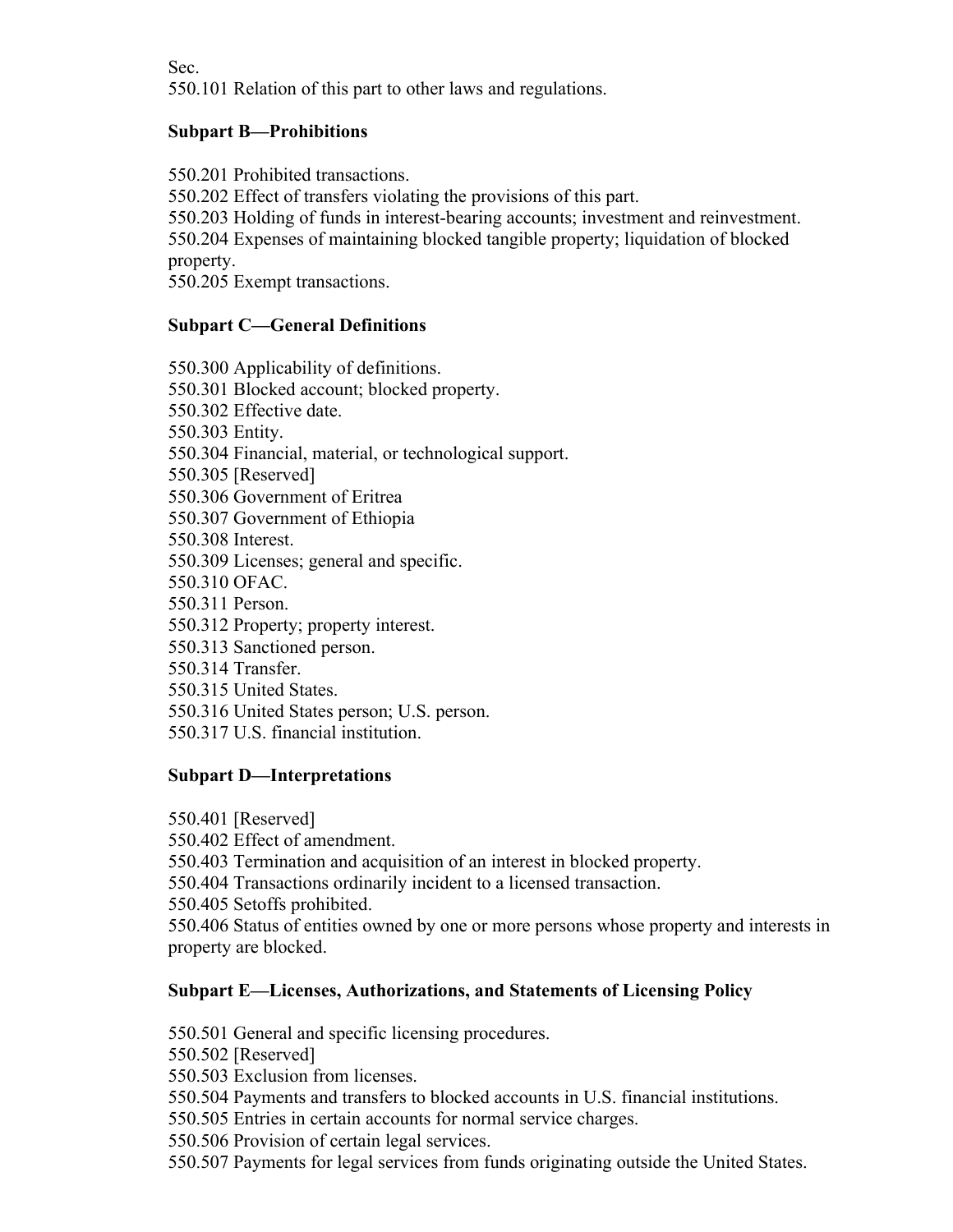Sec.

550.101 Relation of this part to other laws and regulations.

**Subpart B—Prohibitions**

550.201 Prohibited transactions.
550.202 Effect of transfers violating the provisions of this part.
550.203 Holding of funds in interest-bearing accounts; investment and reinvestment.
550.204 Expenses of maintaining blocked tangible property; liquidation of blocked property.
550.205 Exempt transactions.

**Subpart C—General Definitions**

550.300 Applicability of definitions.
550.301 Blocked account; blocked property.
550.302 Effective date.
550.303 Entity.
550.304 Financial, material, or technological support.
550.305 [Reserved]
550.306 Government of Eritrea
550.307 Government of Ethiopia
550.308 Interest.
550.309 Licenses; general and specific.
550.310 OFAC.
550.311 Person.
550.312 Property; property interest.
550.313 Sanctioned person.
550.314 Transfer.
550.315 United States.
550.316 United States person; U.S. person.
550.317 U.S. financial institution.

**Subpart D—Interpretations**

550.401 [Reserved]
550.402 Effect of amendment.
550.403 Termination and acquisition of an interest in blocked property.
550.404 Transactions ordinarily incident to a licensed transaction.
550.405 Setoffs prohibited.
550.406 Status of entities owned by one or more persons whose property and interests in property are blocked.

**Subpart E—Licenses, Authorizations, and Statements of Licensing Policy**

550.501 General and specific licensing procedures.
550.502 [Reserved]
550.503 Exclusion from licenses.
550.504 Payments and transfers to blocked accounts in U.S. financial institutions.
550.505 Entries in certain accounts for normal service charges.
550.506 Provision of certain legal services.
550.507 Payments for legal services from funds originating outside the United States.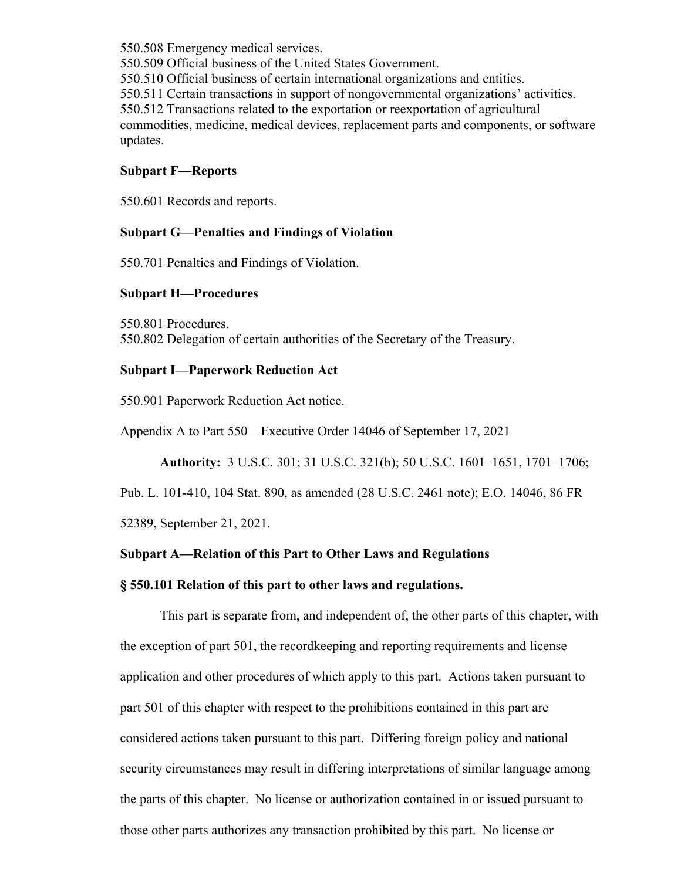550.508 Emergency medical services.
550.509 Official business of the United States Government.
550.510 Official business of certain international organizations and entities.
550.511 Certain transactions in support of nongovernmental organizations' activities.
550.512 Transactions related to the exportation or reexportation of agricultural commodities, medicine, medical devices, replacement parts and components, or software updates.

**Subpart F—Reports**

550.601 Records and reports.

**Subpart G—Penalties and Findings of Violation**

550.701 Penalties and Findings of Violation.

**Subpart H—Procedures**

550.801 Procedures.
550.802 Delegation of certain authorities of the Secretary of the Treasury.

**Subpart I—Paperwork Reduction Act**

550.901 Paperwork Reduction Act notice.

Appendix A to Part 550—Executive Order 14046 of September 17, 2021

**Authority:** 3 U.S.C. 301; 31 U.S.C. 321(b); 50 U.S.C. 1601–1651, 1701–1706; Pub. L. 101-410, 104 Stat. 890, as amended (28 U.S.C. 2461 note); E.O. 14046, 86 FR 52389, September 21, 2021.

**Subpart A—Relation of this Part to Other Laws and Regulations**

**§ 550.101 Relation of this part to other laws and regulations.**

This part is separate from, and independent of, the other parts of this chapter, with the exception of part 501, the recordkeeping and reporting requirements and license application and other procedures of which apply to this part. Actions taken pursuant to part 501 of this chapter with respect to the prohibitions contained in this part are considered actions taken pursuant to this part. Differing foreign policy and national security circumstances may result in differing interpretations of similar language among the parts of this chapter. No license or authorization contained in or issued pursuant to those other parts authorizes any transaction prohibited by this part. No license or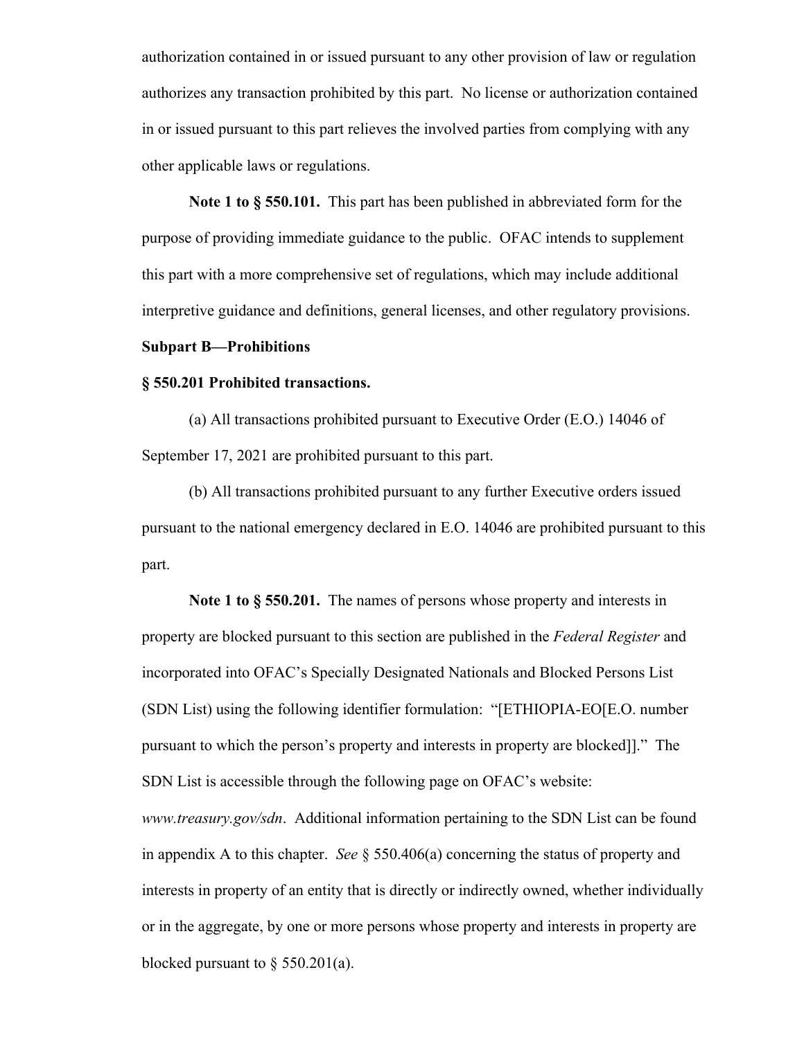authorization contained in or issued pursuant to any other provision of law or regulation authorizes any transaction prohibited by this part. No license or authorization contained in or issued pursuant to this part relieves the involved parties from complying with any other applicable laws or regulations.

**Note 1 to § 550.101.** This part has been published in abbreviated form for the purpose of providing immediate guidance to the public. OFAC intends to supplement this part with a more comprehensive set of regulations, which may include additional interpretive guidance and definitions, general licenses, and other regulatory provisions.

**Subpart B—Prohibitions**

**§ 550.201 Prohibited transactions.**

(a) All transactions prohibited pursuant to Executive Order (E.O.) 14046 of September 17, 2021 are prohibited pursuant to this part.

(b) All transactions prohibited pursuant to any further Executive orders issued pursuant to the national emergency declared in E.O. 14046 are prohibited pursuant to this part.

**Note 1 to § 550.201.** The names of persons whose property and interests in property are blocked pursuant to this section are published in the *Federal Register* and incorporated into OFAC's Specially Designated Nationals and Blocked Persons List (SDN List) using the following identifier formulation: "[ETHIOPIA-EO[E.O. number pursuant to which the person's property and interests in property are blocked]]." The SDN List is accessible through the following page on OFAC's website: *www.treasury.gov/sdn*. Additional information pertaining to the SDN List can be found in appendix A to this chapter. *See* § 550.406(a) concerning the status of property and interests in property of an entity that is directly or indirectly owned, whether individually or in the aggregate, by one or more persons whose property and interests in property are blocked pursuant to § 550.201(a).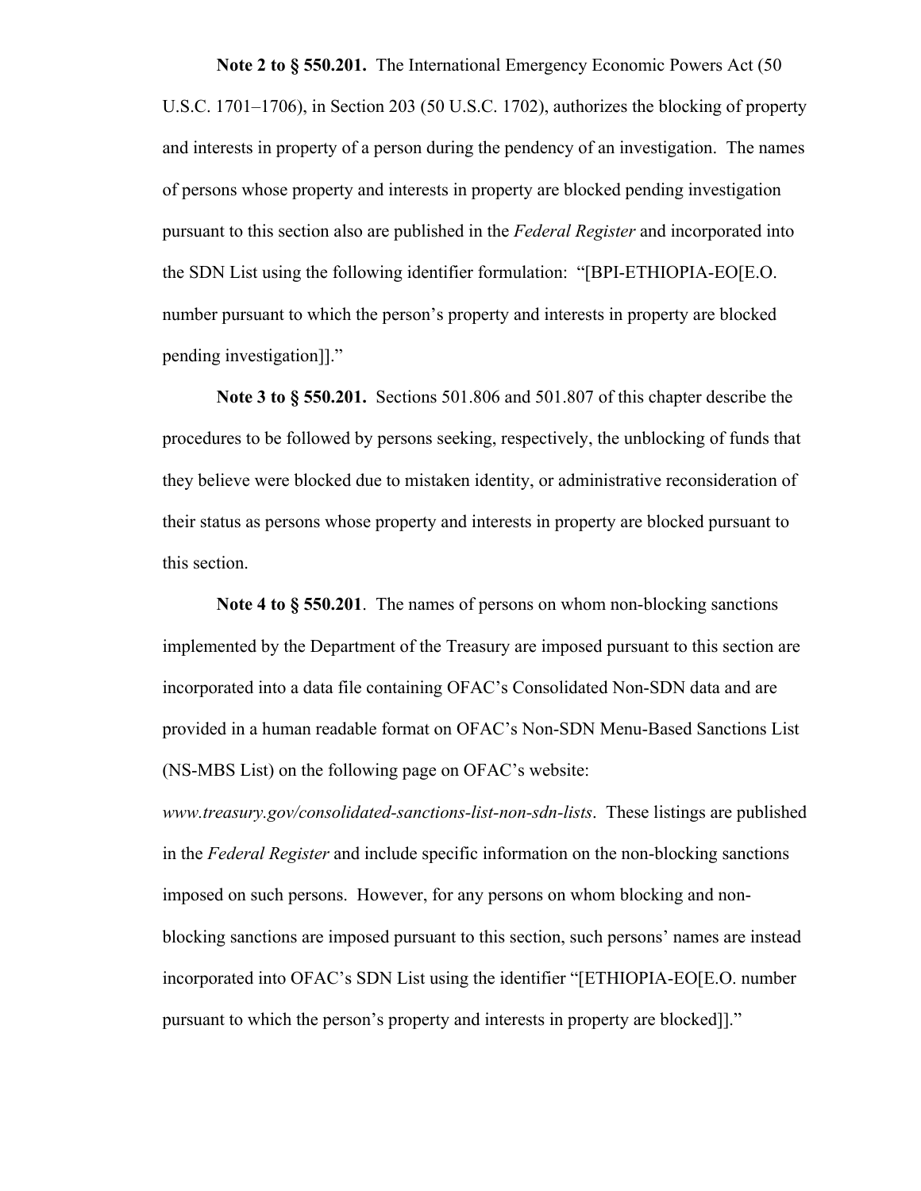**Note 2 to § 550.201.** The International Emergency Economic Powers Act (50 U.S.C. 1701–1706), in Section 203 (50 U.S.C. 1702), authorizes the blocking of property and interests in property of a person during the pendency of an investigation. The names of persons whose property and interests in property are blocked pending investigation pursuant to this section also are published in the *Federal Register* and incorporated into the SDN List using the following identifier formulation: "[BPI-ETHIOPIA-EO[E.O. number pursuant to which the person's property and interests in property are blocked pending investigation]]."

**Note 3 to § 550.201.** Sections 501.806 and 501.807 of this chapter describe the procedures to be followed by persons seeking, respectively, the unblocking of funds that they believe were blocked due to mistaken identity, or administrative reconsideration of their status as persons whose property and interests in property are blocked pursuant to this section.

**Note 4 to § 550.201**. The names of persons on whom non-blocking sanctions implemented by the Department of the Treasury are imposed pursuant to this section are incorporated into a data file containing OFAC's Consolidated Non-SDN data and are provided in a human readable format on OFAC's Non-SDN Menu-Based Sanctions List (NS-MBS List) on the following page on OFAC's website: *www.treasury.gov/consolidated-sanctions-list-non-sdn-lists*. These listings are published in the *Federal Register* and include specific information on the non-blocking sanctions imposed on such persons. However, for any persons on whom blocking and non-blocking sanctions are imposed pursuant to this section, such persons' names are instead incorporated into OFAC's SDN List using the identifier "[ETHIOPIA-EO[E.O. number pursuant to which the person's property and interests in property are blocked]]."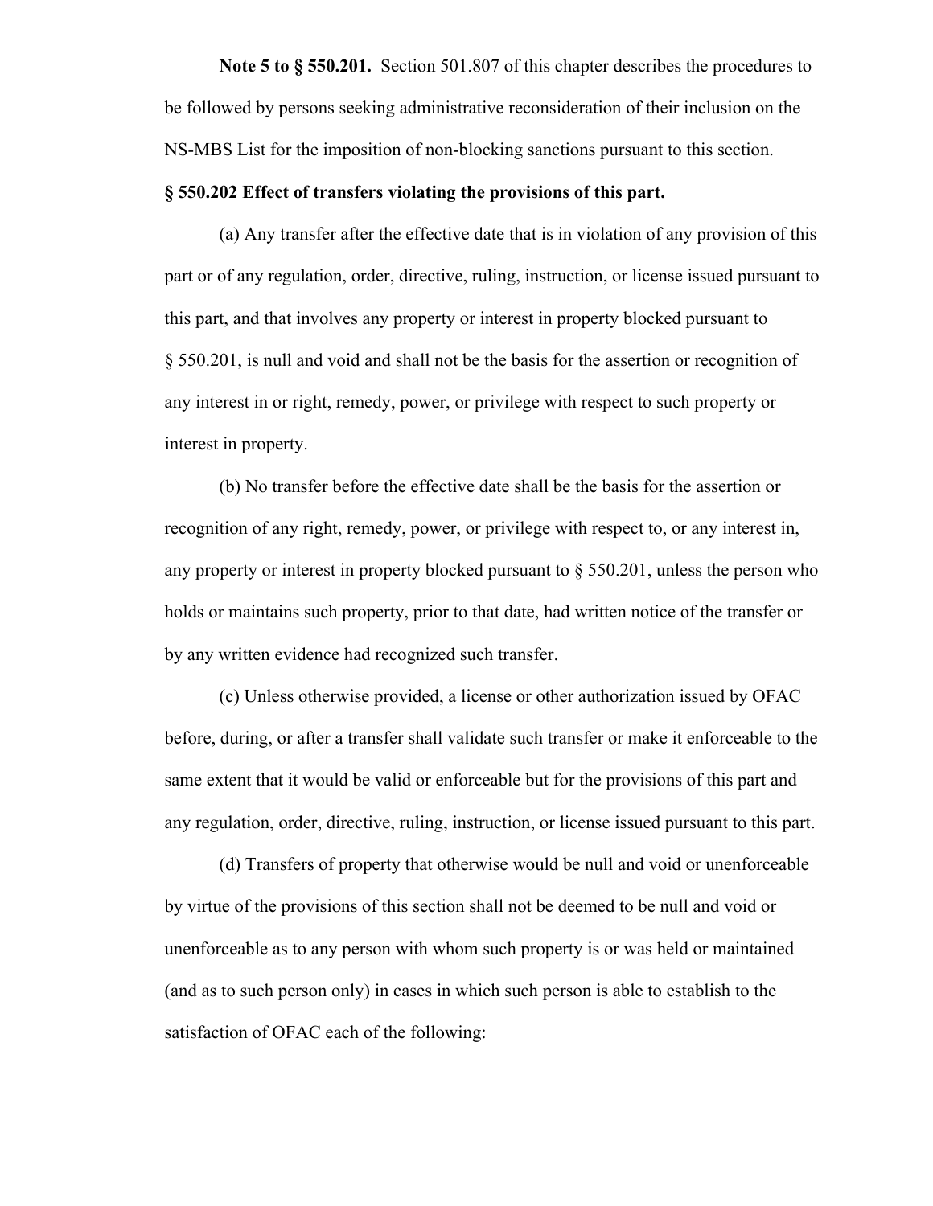**Note 5 to § 550.201.** Section 501.807 of this chapter describes the procedures to be followed by persons seeking administrative reconsideration of their inclusion on the NS-MBS List for the imposition of non-blocking sanctions pursuant to this section.

**§ 550.202 Effect of transfers violating the provisions of this part.**

(a) Any transfer after the effective date that is in violation of any provision of this part or of any regulation, order, directive, ruling, instruction, or license issued pursuant to this part, and that involves any property or interest in property blocked pursuant to § 550.201, is null and void and shall not be the basis for the assertion or recognition of any interest in or right, remedy, power, or privilege with respect to such property or interest in property.

(b) No transfer before the effective date shall be the basis for the assertion or recognition of any right, remedy, power, or privilege with respect to, or any interest in, any property or interest in property blocked pursuant to § 550.201, unless the person who holds or maintains such property, prior to that date, had written notice of the transfer or by any written evidence had recognized such transfer.

(c) Unless otherwise provided, a license or other authorization issued by OFAC before, during, or after a transfer shall validate such transfer or make it enforceable to the same extent that it would be valid or enforceable but for the provisions of this part and any regulation, order, directive, ruling, instruction, or license issued pursuant to this part.

(d) Transfers of property that otherwise would be null and void or unenforceable by virtue of the provisions of this section shall not be deemed to be null and void or unenforceable as to any person with whom such property is or was held or maintained (and as to such person only) in cases in which such person is able to establish to the satisfaction of OFAC each of the following: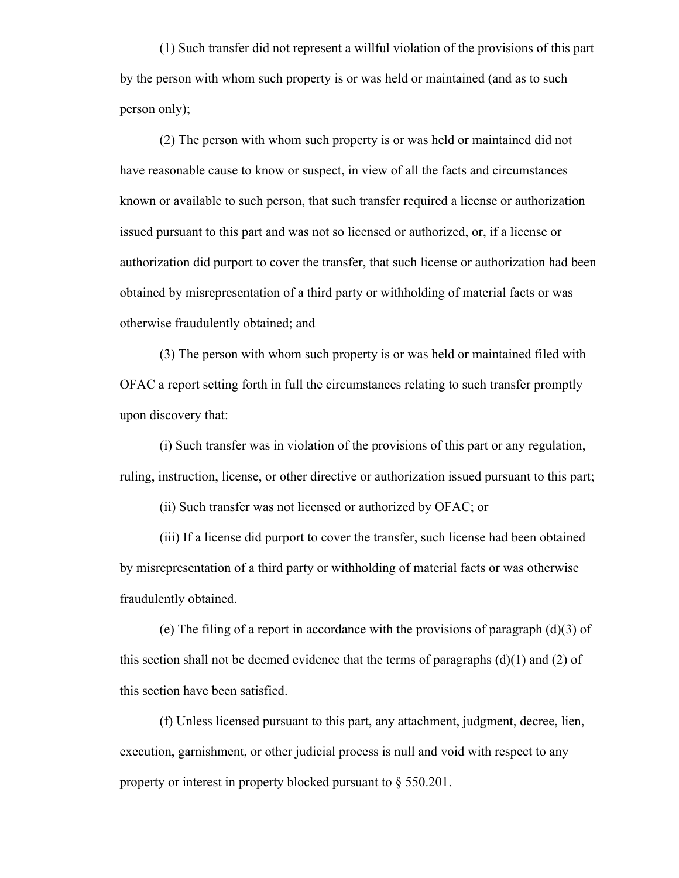(1) Such transfer did not represent a willful violation of the provisions of this part by the person with whom such property is or was held or maintained (and as to such person only);

(2) The person with whom such property is or was held or maintained did not have reasonable cause to know or suspect, in view of all the facts and circumstances known or available to such person, that such transfer required a license or authorization issued pursuant to this part and was not so licensed or authorized, or, if a license or authorization did purport to cover the transfer, that such license or authorization had been obtained by misrepresentation of a third party or withholding of material facts or was otherwise fraudulently obtained; and

(3) The person with whom such property is or was held or maintained filed with OFAC a report setting forth in full the circumstances relating to such transfer promptly upon discovery that:

(i) Such transfer was in violation of the provisions of this part or any regulation, ruling, instruction, license, or other directive or authorization issued pursuant to this part;

(ii) Such transfer was not licensed or authorized by OFAC; or

(iii) If a license did purport to cover the transfer, such license had been obtained by misrepresentation of a third party or withholding of material facts or was otherwise fraudulently obtained.

(e) The filing of a report in accordance with the provisions of paragraph (d)(3) of this section shall not be deemed evidence that the terms of paragraphs (d)(1) and (2) of this section have been satisfied.

(f) Unless licensed pursuant to this part, any attachment, judgment, decree, lien, execution, garnishment, or other judicial process is null and void with respect to any property or interest in property blocked pursuant to § 550.201.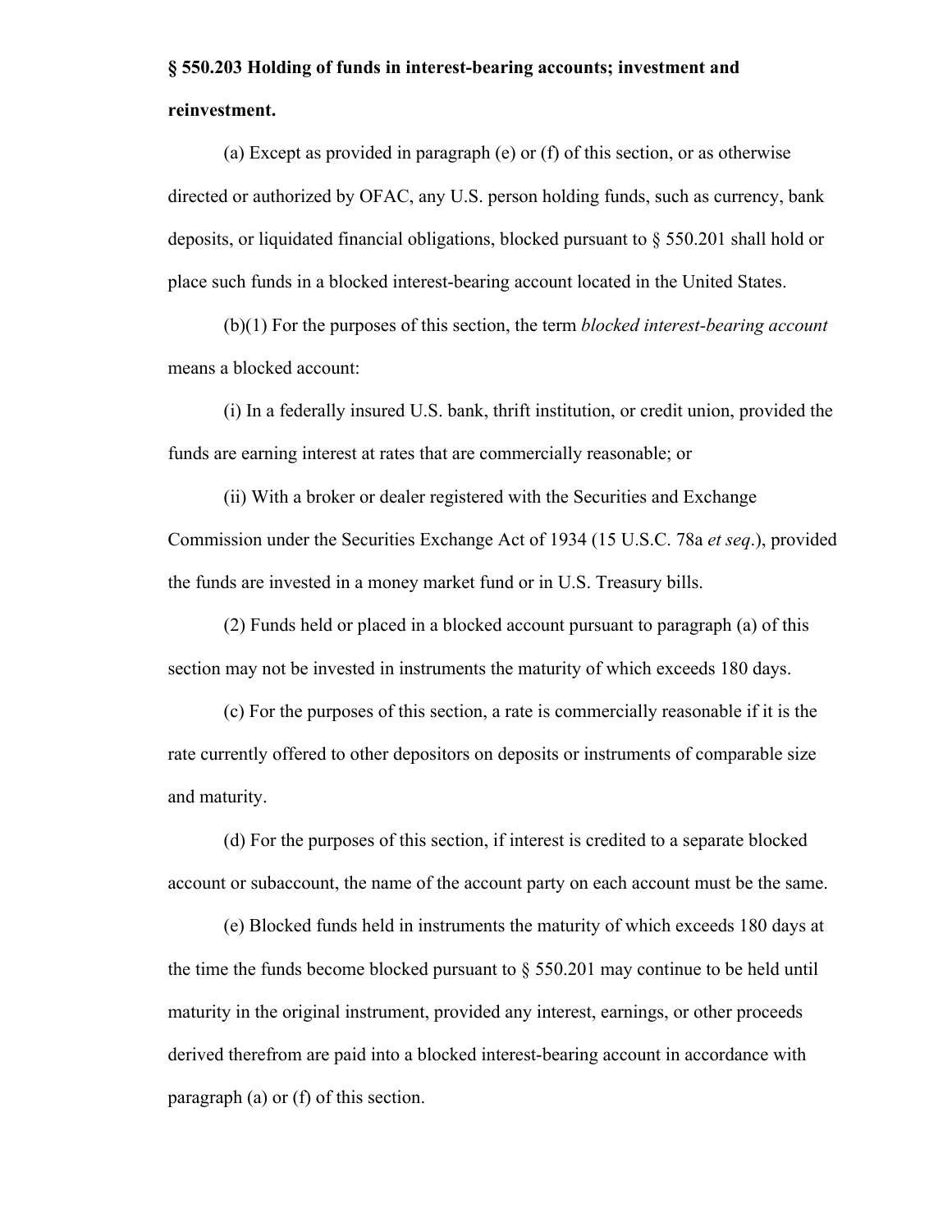**§ 550.203 Holding of funds in interest-bearing accounts; investment and reinvestment.**

(a) Except as provided in paragraph (e) or (f) of this section, or as otherwise directed or authorized by OFAC, any U.S. person holding funds, such as currency, bank deposits, or liquidated financial obligations, blocked pursuant to § 550.201 shall hold or place such funds in a blocked interest-bearing account located in the United States.

(b)(1) For the purposes of this section, the term *blocked interest-bearing account* means a blocked account:

(i) In a federally insured U.S. bank, thrift institution, or credit union, provided the funds are earning interest at rates that are commercially reasonable; or

(ii) With a broker or dealer registered with the Securities and Exchange Commission under the Securities Exchange Act of 1934 (15 U.S.C. 78a *et seq.*), provided the funds are invested in a money market fund or in U.S. Treasury bills.

(2) Funds held or placed in a blocked account pursuant to paragraph (a) of this section may not be invested in instruments the maturity of which exceeds 180 days.

(c) For the purposes of this section, a rate is commercially reasonable if it is the rate currently offered to other depositors on deposits or instruments of comparable size and maturity.

(d) For the purposes of this section, if interest is credited to a separate blocked account or subaccount, the name of the account party on each account must be the same.

(e) Blocked funds held in instruments the maturity of which exceeds 180 days at the time the funds become blocked pursuant to § 550.201 may continue to be held until maturity in the original instrument, provided any interest, earnings, or other proceeds derived therefrom are paid into a blocked interest-bearing account in accordance with paragraph (a) or (f) of this section.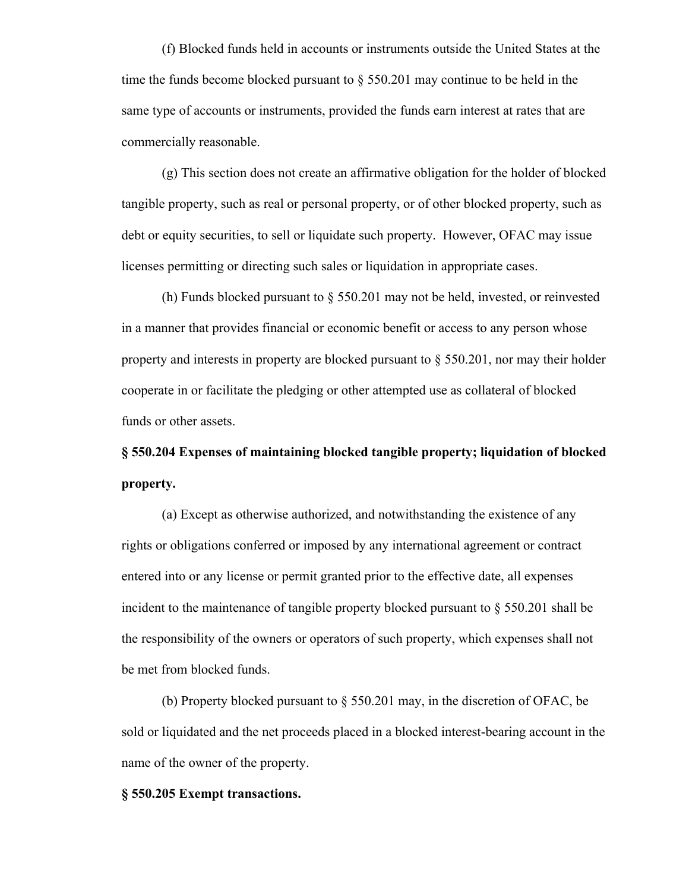(f) Blocked funds held in accounts or instruments outside the United States at the time the funds become blocked pursuant to § 550.201 may continue to be held in the same type of accounts or instruments, provided the funds earn interest at rates that are commercially reasonable.

(g) This section does not create an affirmative obligation for the holder of blocked tangible property, such as real or personal property, or of other blocked property, such as debt or equity securities, to sell or liquidate such property. However, OFAC may issue licenses permitting or directing such sales or liquidation in appropriate cases.

(h) Funds blocked pursuant to § 550.201 may not be held, invested, or reinvested in a manner that provides financial or economic benefit or access to any person whose property and interests in property are blocked pursuant to § 550.201, nor may their holder cooperate in or facilitate the pledging or other attempted use as collateral of blocked funds or other assets.

**§ 550.204 Expenses of maintaining blocked tangible property; liquidation of blocked property.**

(a) Except as otherwise authorized, and notwithstanding the existence of any rights or obligations conferred or imposed by any international agreement or contract entered into or any license or permit granted prior to the effective date, all expenses incident to the maintenance of tangible property blocked pursuant to § 550.201 shall be the responsibility of the owners or operators of such property, which expenses shall not be met from blocked funds.

(b) Property blocked pursuant to § 550.201 may, in the discretion of OFAC, be sold or liquidated and the net proceeds placed in a blocked interest-bearing account in the name of the owner of the property.

**§ 550.205 Exempt transactions.**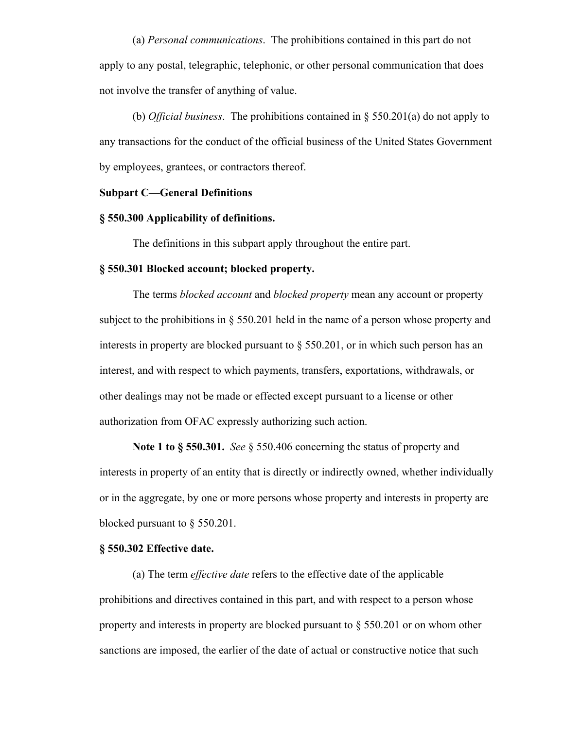(a) *Personal communications*. The prohibitions contained in this part do not apply to any postal, telegraphic, telephonic, or other personal communication that does not involve the transfer of anything of value.

(b) *Official business*. The prohibitions contained in § 550.201(a) do not apply to any transactions for the conduct of the official business of the United States Government by employees, grantees, or contractors thereof.

**Subpart C—General Definitions**

**§ 550.300 Applicability of definitions.**

The definitions in this subpart apply throughout the entire part.

**§ 550.301 Blocked account; blocked property.**

The terms *blocked account* and *blocked property* mean any account or property subject to the prohibitions in § 550.201 held in the name of a person whose property and interests in property are blocked pursuant to § 550.201, or in which such person has an interest, and with respect to which payments, transfers, exportations, withdrawals, or other dealings may not be made or effected except pursuant to a license or other authorization from OFAC expressly authorizing such action.

**Note 1 to § 550.301.** *See* § 550.406 concerning the status of property and interests in property of an entity that is directly or indirectly owned, whether individually or in the aggregate, by one or more persons whose property and interests in property are blocked pursuant to § 550.201.

**§ 550.302 Effective date.**

(a) The term *effective date* refers to the effective date of the applicable prohibitions and directives contained in this part, and with respect to a person whose property and interests in property are blocked pursuant to § 550.201 or on whom other sanctions are imposed, the earlier of the date of actual or constructive notice that such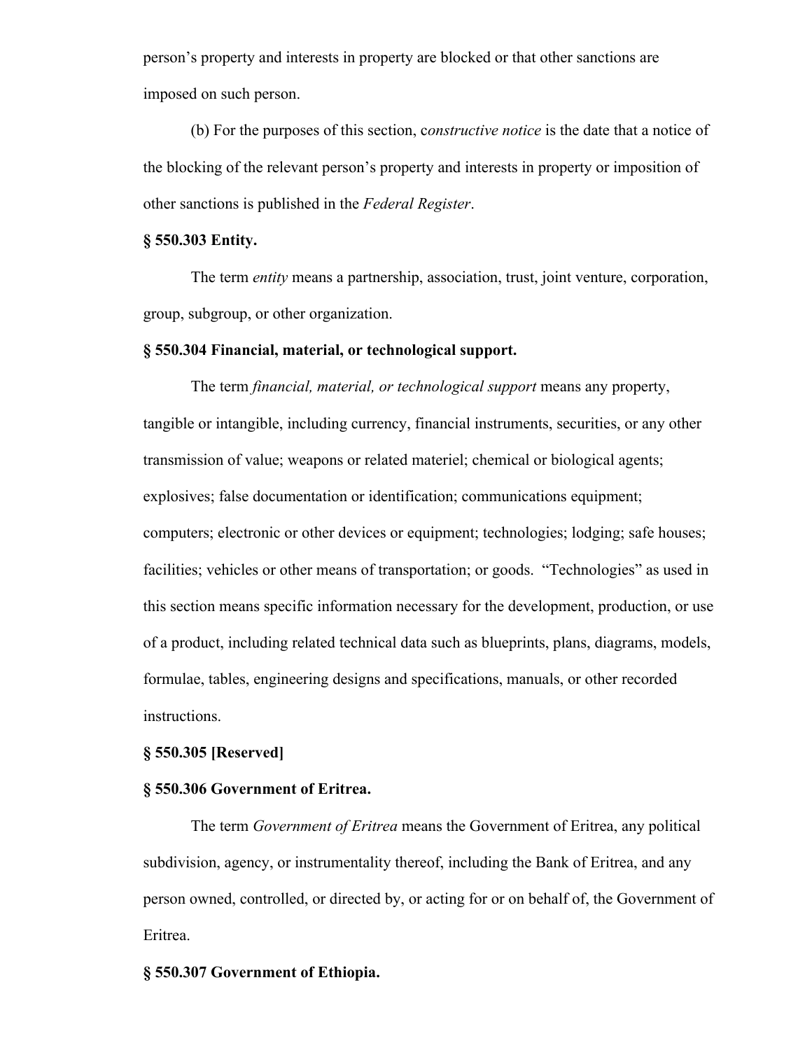person's property and interests in property are blocked or that other sanctions are imposed on such person.

(b) For the purposes of this section, c*onstructive notice* is the date that a notice of the blocking of the relevant person's property and interests in property or imposition of other sanctions is published in the *Federal Register*.

**§ 550.303 Entity.**

The term *entity* means a partnership, association, trust, joint venture, corporation, group, subgroup, or other organization.

**§ 550.304 Financial, material, or technological support.**

The term *financial, material, or technological support* means any property, tangible or intangible, including currency, financial instruments, securities, or any other transmission of value; weapons or related materiel; chemical or biological agents; explosives; false documentation or identification; communications equipment; computers; electronic or other devices or equipment; technologies; lodging; safe houses; facilities; vehicles or other means of transportation; or goods. "Technologies" as used in this section means specific information necessary for the development, production, or use of a product, including related technical data such as blueprints, plans, diagrams, models, formulae, tables, engineering designs and specifications, manuals, or other recorded instructions.

**§ 550.305 [Reserved]**

**§ 550.306 Government of Eritrea.**

The term *Government of Eritrea* means the Government of Eritrea, any political subdivision, agency, or instrumentality thereof, including the Bank of Eritrea, and any person owned, controlled, or directed by, or acting for or on behalf of, the Government of Eritrea.

**§ 550.307 Government of Ethiopia.**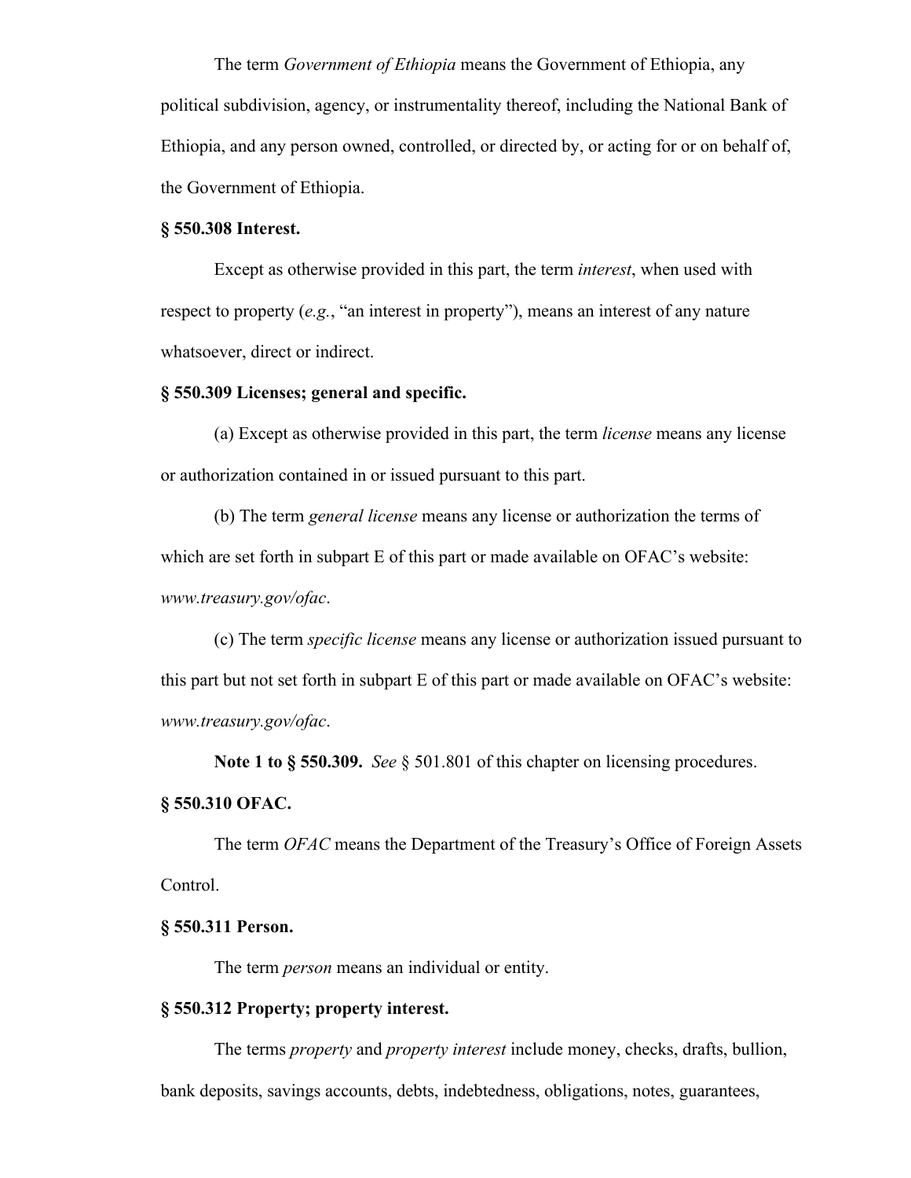The term *Government of Ethiopia* means the Government of Ethiopia, any political subdivision, agency, or instrumentality thereof, including the National Bank of Ethiopia, and any person owned, controlled, or directed by, or acting for or on behalf of, the Government of Ethiopia.

**§ 550.308 Interest.**

Except as otherwise provided in this part, the term *interest*, when used with respect to property (*e.g.*, "an interest in property"), means an interest of any nature whatsoever, direct or indirect.

**§ 550.309 Licenses; general and specific.**

(a) Except as otherwise provided in this part, the term *license* means any license or authorization contained in or issued pursuant to this part.

(b) The term *general license* means any license or authorization the terms of which are set forth in subpart E of this part or made available on OFAC's website: *www.treasury.gov/ofac*.

(c) The term *specific license* means any license or authorization issued pursuant to this part but not set forth in subpart E of this part or made available on OFAC's website: *www.treasury.gov/ofac*.

**Note 1 to § 550.309.** *See* § 501.801 of this chapter on licensing procedures.

**§ 550.310 OFAC.**

The term *OFAC* means the Department of the Treasury's Office of Foreign Assets Control.

**§ 550.311 Person.**

The term *person* means an individual or entity.

**§ 550.312 Property; property interest.**

The terms *property* and *property interest* include money, checks, drafts, bullion, bank deposits, savings accounts, debts, indebtedness, obligations, notes, guarantees,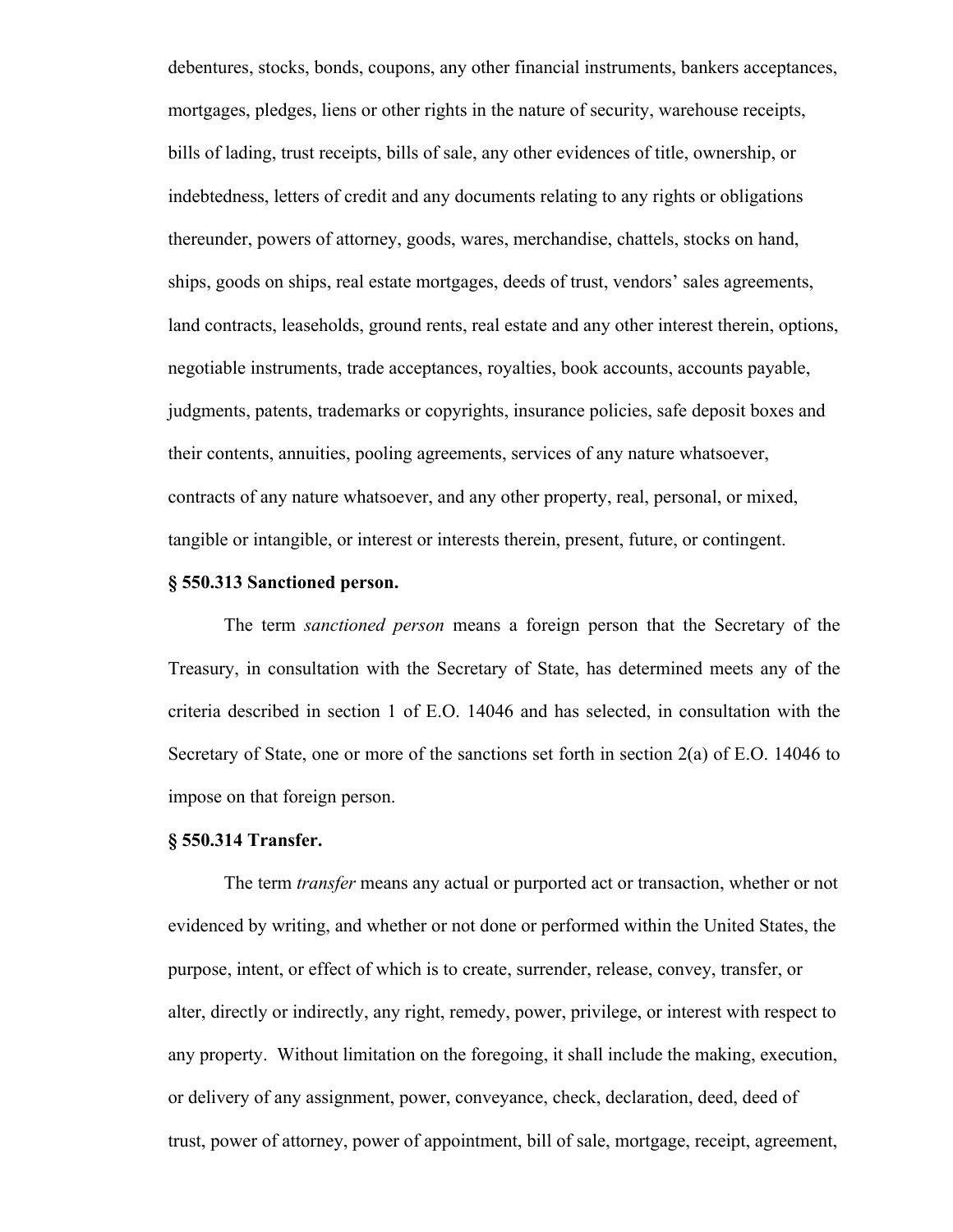debentures, stocks, bonds, coupons, any other financial instruments, bankers acceptances, mortgages, pledges, liens or other rights in the nature of security, warehouse receipts, bills of lading, trust receipts, bills of sale, any other evidences of title, ownership, or indebtedness, letters of credit and any documents relating to any rights or obligations thereunder, powers of attorney, goods, wares, merchandise, chattels, stocks on hand, ships, goods on ships, real estate mortgages, deeds of trust, vendors' sales agreements, land contracts, leaseholds, ground rents, real estate and any other interest therein, options, negotiable instruments, trade acceptances, royalties, book accounts, accounts payable, judgments, patents, trademarks or copyrights, insurance policies, safe deposit boxes and their contents, annuities, pooling agreements, services of any nature whatsoever, contracts of any nature whatsoever, and any other property, real, personal, or mixed, tangible or intangible, or interest or interests therein, present, future, or contingent.

**§ 550.313 Sanctioned person.**

The term *sanctioned person* means a foreign person that the Secretary of the Treasury, in consultation with the Secretary of State, has determined meets any of the criteria described in section 1 of E.O. 14046 and has selected, in consultation with the Secretary of State, one or more of the sanctions set forth in section 2(a) of E.O. 14046 to impose on that foreign person.

**§ 550.314 Transfer.**

The term *transfer* means any actual or purported act or transaction, whether or not evidenced by writing, and whether or not done or performed within the United States, the purpose, intent, or effect of which is to create, surrender, release, convey, transfer, or alter, directly or indirectly, any right, remedy, power, privilege, or interest with respect to any property. Without limitation on the foregoing, it shall include the making, execution, or delivery of any assignment, power, conveyance, check, declaration, deed, deed of trust, power of attorney, power of appointment, bill of sale, mortgage, receipt, agreement,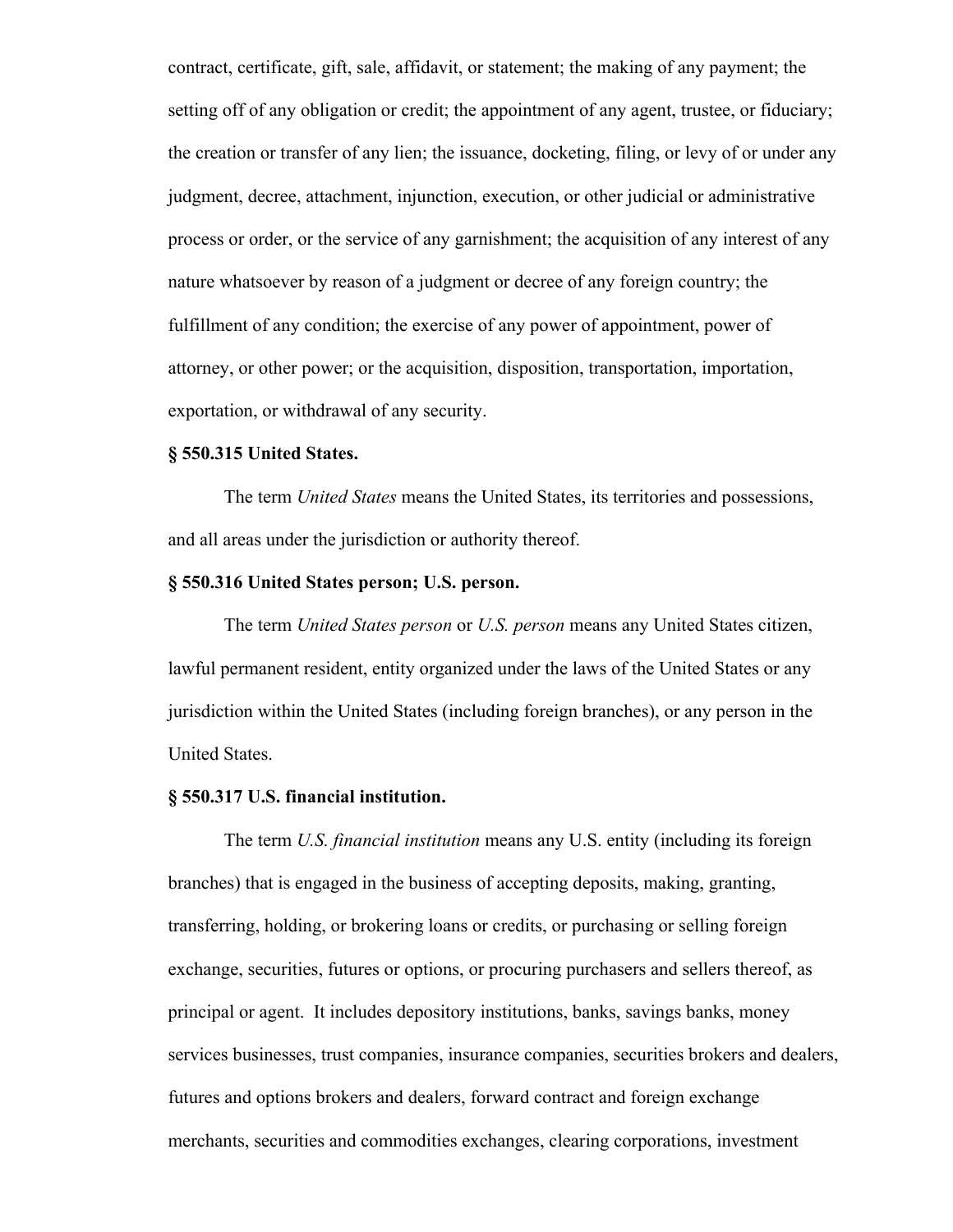contract, certificate, gift, sale, affidavit, or statement; the making of any payment; the setting off of any obligation or credit; the appointment of any agent, trustee, or fiduciary; the creation or transfer of any lien; the issuance, docketing, filing, or levy of or under any judgment, decree, attachment, injunction, execution, or other judicial or administrative process or order, or the service of any garnishment; the acquisition of any interest of any nature whatsoever by reason of a judgment or decree of any foreign country; the fulfillment of any condition; the exercise of any power of appointment, power of attorney, or other power; or the acquisition, disposition, transportation, importation, exportation, or withdrawal of any security.

**§ 550.315 United States.**

The term *United States* means the United States, its territories and possessions, and all areas under the jurisdiction or authority thereof.

**§ 550.316 United States person; U.S. person.**

The term *United States person* or *U.S. person* means any United States citizen, lawful permanent resident, entity organized under the laws of the United States or any jurisdiction within the United States (including foreign branches), or any person in the United States.

**§ 550.317 U.S. financial institution.**

The term *U.S. financial institution* means any U.S. entity (including its foreign branches) that is engaged in the business of accepting deposits, making, granting, transferring, holding, or brokering loans or credits, or purchasing or selling foreign exchange, securities, futures or options, or procuring purchasers and sellers thereof, as principal or agent. It includes depository institutions, banks, savings banks, money services businesses, trust companies, insurance companies, securities brokers and dealers, futures and options brokers and dealers, forward contract and foreign exchange merchants, securities and commodities exchanges, clearing corporations, investment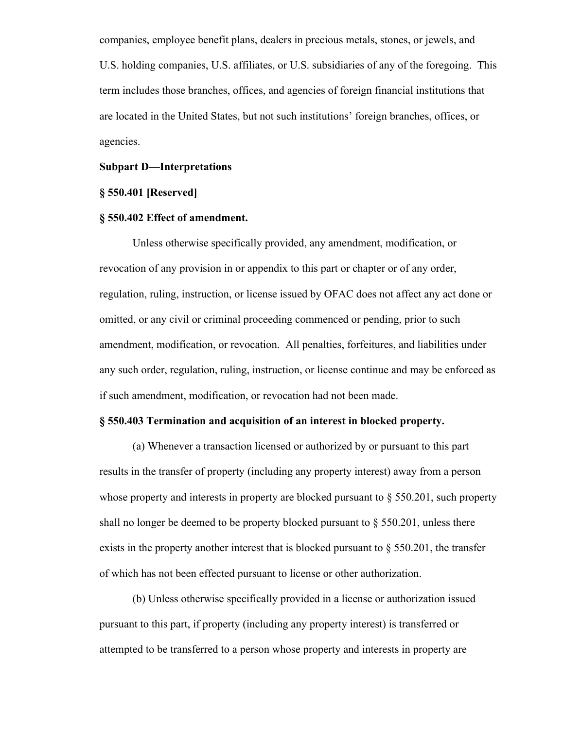companies, employee benefit plans, dealers in precious metals, stones, or jewels, and U.S. holding companies, U.S. affiliates, or U.S. subsidiaries of any of the foregoing. This term includes those branches, offices, and agencies of foreign financial institutions that are located in the United States, but not such institutions' foreign branches, offices, or agencies.

**Subpart D—Interpretations**

**§ 550.401 [Reserved]**

**§ 550.402 Effect of amendment.**

Unless otherwise specifically provided, any amendment, modification, or revocation of any provision in or appendix to this part or chapter or of any order, regulation, ruling, instruction, or license issued by OFAC does not affect any act done or omitted, or any civil or criminal proceeding commenced or pending, prior to such amendment, modification, or revocation. All penalties, forfeitures, and liabilities under any such order, regulation, ruling, instruction, or license continue and may be enforced as if such amendment, modification, or revocation had not been made.

**§ 550.403 Termination and acquisition of an interest in blocked property.**

(a) Whenever a transaction licensed or authorized by or pursuant to this part results in the transfer of property (including any property interest) away from a person whose property and interests in property are blocked pursuant to § 550.201, such property shall no longer be deemed to be property blocked pursuant to § 550.201, unless there exists in the property another interest that is blocked pursuant to § 550.201, the transfer of which has not been effected pursuant to license or other authorization.

(b) Unless otherwise specifically provided in a license or authorization issued pursuant to this part, if property (including any property interest) is transferred or attempted to be transferred to a person whose property and interests in property are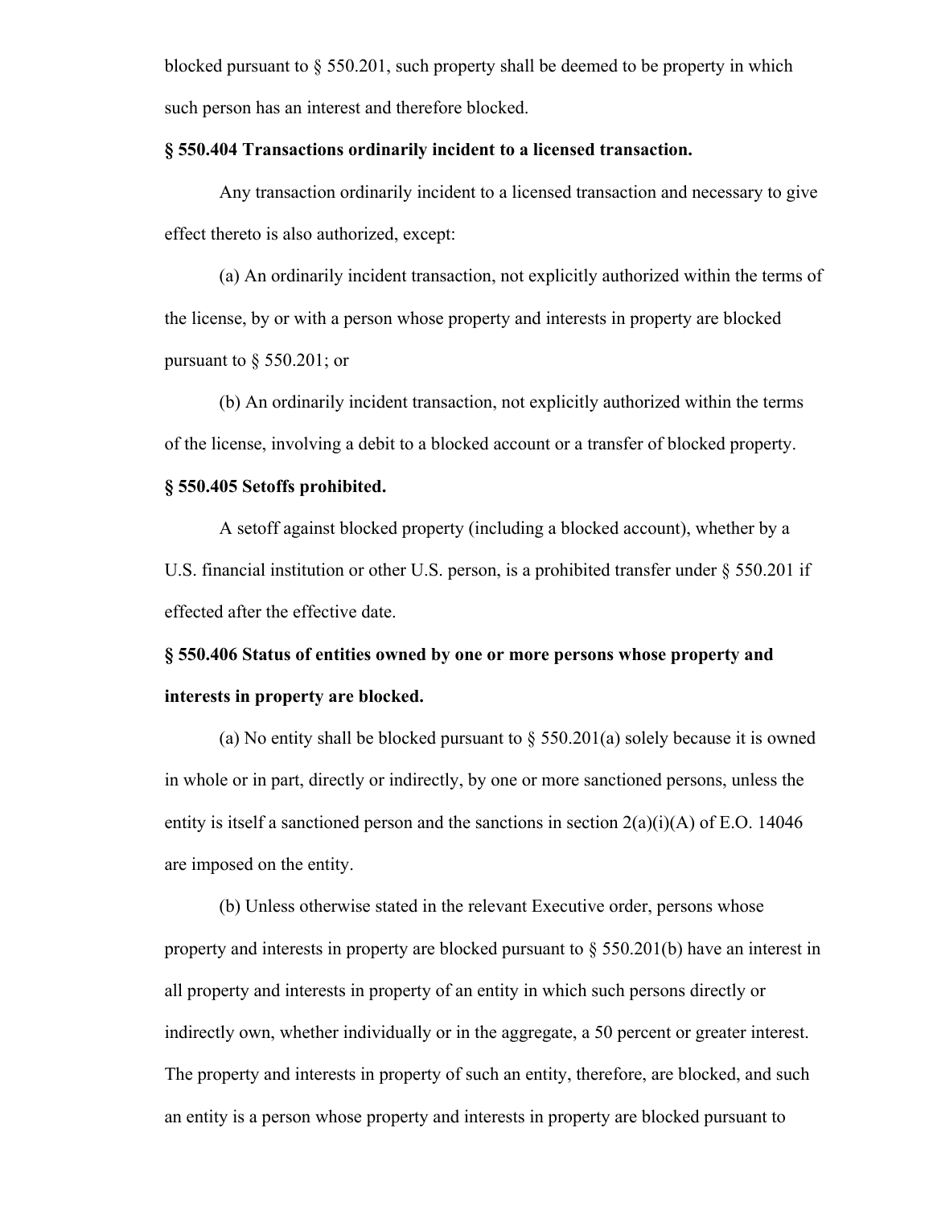blocked pursuant to § 550.201, such property shall be deemed to be property in which such person has an interest and therefore blocked.

**§ 550.404 Transactions ordinarily incident to a licensed transaction.**

Any transaction ordinarily incident to a licensed transaction and necessary to give effect thereto is also authorized, except:

(a) An ordinarily incident transaction, not explicitly authorized within the terms of the license, by or with a person whose property and interests in property are blocked pursuant to § 550.201; or

(b) An ordinarily incident transaction, not explicitly authorized within the terms of the license, involving a debit to a blocked account or a transfer of blocked property.

**§ 550.405 Setoffs prohibited.**

A setoff against blocked property (including a blocked account), whether by a U.S. financial institution or other U.S. person, is a prohibited transfer under § 550.201 if effected after the effective date.

**§ 550.406 Status of entities owned by one or more persons whose property and interests in property are blocked.**

(a) No entity shall be blocked pursuant to § 550.201(a) solely because it is owned in whole or in part, directly or indirectly, by one or more sanctioned persons, unless the entity is itself a sanctioned person and the sanctions in section 2(a)(i)(A) of E.O. 14046 are imposed on the entity.

(b) Unless otherwise stated in the relevant Executive order, persons whose property and interests in property are blocked pursuant to § 550.201(b) have an interest in all property and interests in property of an entity in which such persons directly or indirectly own, whether individually or in the aggregate, a 50 percent or greater interest. The property and interests in property of such an entity, therefore, are blocked, and such an entity is a person whose property and interests in property are blocked pursuant to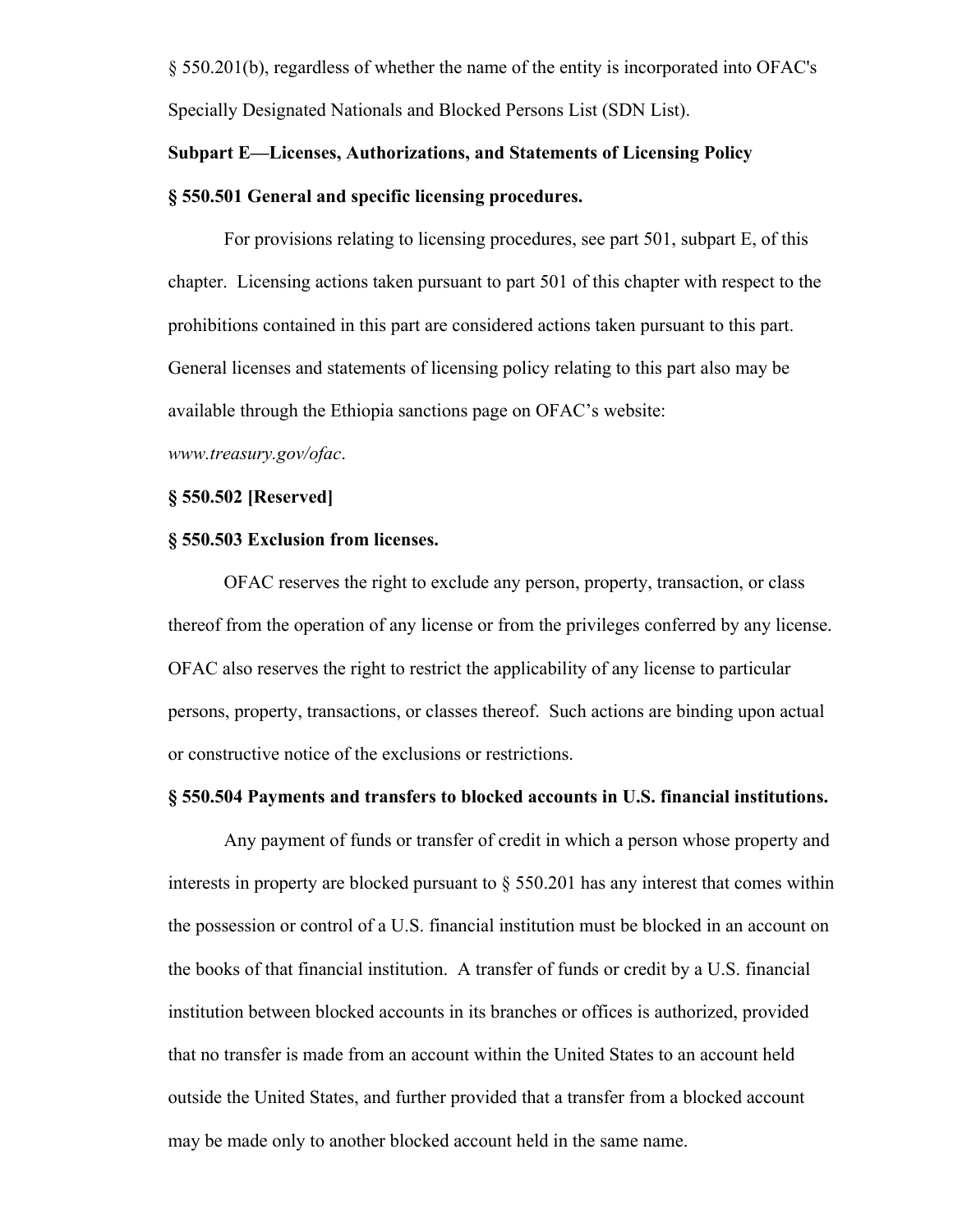§ 550.201(b), regardless of whether the name of the entity is incorporated into OFAC's Specially Designated Nationals and Blocked Persons List (SDN List).

## Subpart E—Licenses, Authorizations, and Statements of Licensing Policy

### § 550.501 General and specific licensing procedures.

For provisions relating to licensing procedures, see part 501, subpart E, of this chapter. Licensing actions taken pursuant to part 501 of this chapter with respect to the prohibitions contained in this part are considered actions taken pursuant to this part. General licenses and statements of licensing policy relating to this part also may be available through the Ethiopia sanctions page on OFAC's website: *www.treasury.gov/ofac*.

### § 550.502 [Reserved]

### § 550.503 Exclusion from licenses.

OFAC reserves the right to exclude any person, property, transaction, or class thereof from the operation of any license or from the privileges conferred by any license. OFAC also reserves the right to restrict the applicability of any license to particular persons, property, transactions, or classes thereof. Such actions are binding upon actual or constructive notice of the exclusions or restrictions.

### § 550.504 Payments and transfers to blocked accounts in U.S. financial institutions.

Any payment of funds or transfer of credit in which a person whose property and interests in property are blocked pursuant to § 550.201 has any interest that comes within the possession or control of a U.S. financial institution must be blocked in an account on the books of that financial institution. A transfer of funds or credit by a U.S. financial institution between blocked accounts in its branches or offices is authorized, provided that no transfer is made from an account within the United States to an account held outside the United States, and further provided that a transfer from a blocked account may be made only to another blocked account held in the same name.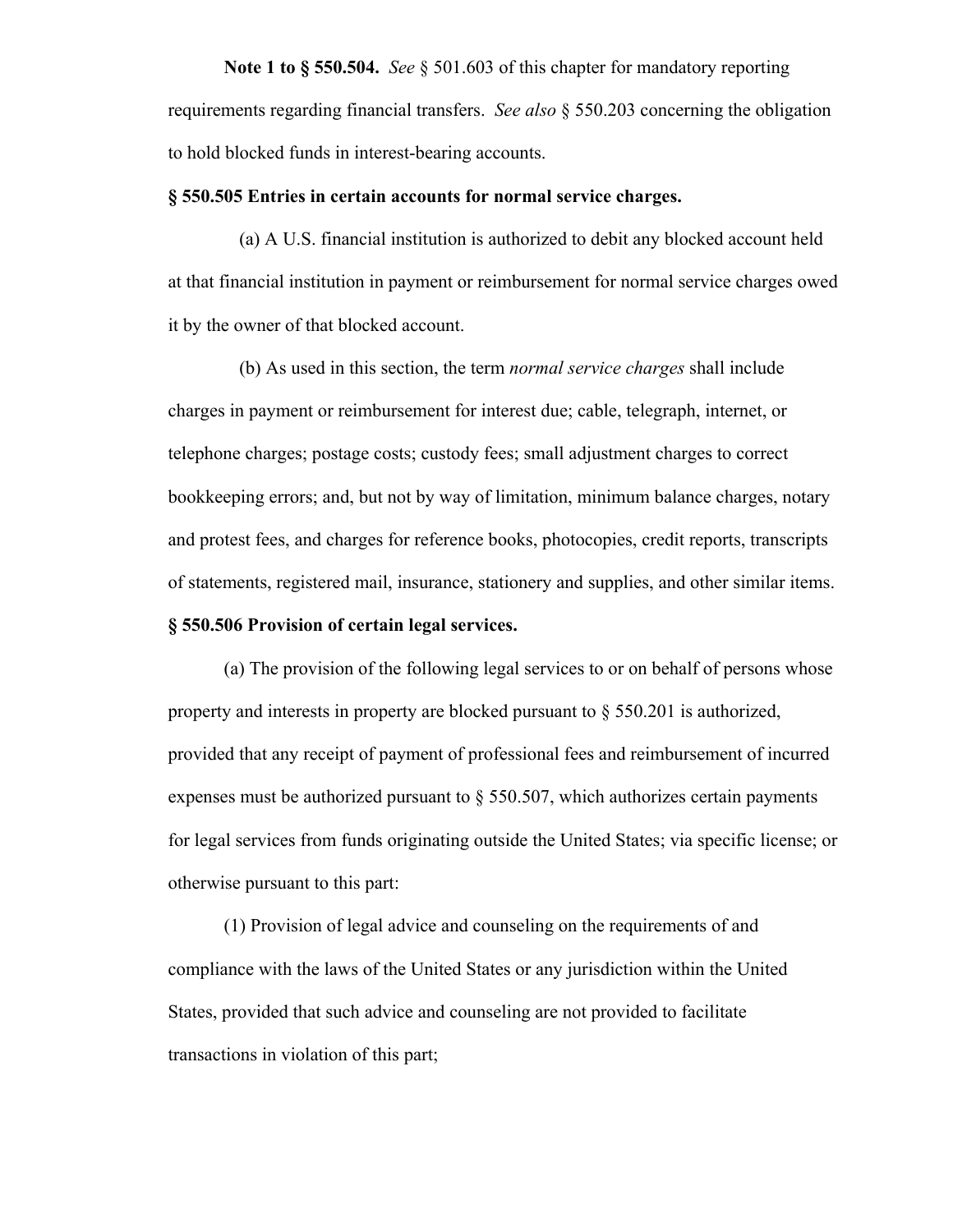**Note 1 to § 550.504.** *See* § 501.603 of this chapter for mandatory reporting requirements regarding financial transfers. *See also* § 550.203 concerning the obligation to hold blocked funds in interest-bearing accounts.

**§ 550.505 Entries in certain accounts for normal service charges.**

(a) A U.S. financial institution is authorized to debit any blocked account held at that financial institution in payment or reimbursement for normal service charges owed it by the owner of that blocked account.

(b) As used in this section, the term *normal service charges* shall include charges in payment or reimbursement for interest due; cable, telegraph, internet, or telephone charges; postage costs; custody fees; small adjustment charges to correct bookkeeping errors; and, but not by way of limitation, minimum balance charges, notary and protest fees, and charges for reference books, photocopies, credit reports, transcripts of statements, registered mail, insurance, stationery and supplies, and other similar items.

**§ 550.506 Provision of certain legal services.**

(a) The provision of the following legal services to or on behalf of persons whose property and interests in property are blocked pursuant to § 550.201 is authorized, provided that any receipt of payment of professional fees and reimbursement of incurred expenses must be authorized pursuant to § 550.507, which authorizes certain payments for legal services from funds originating outside the United States; via specific license; or otherwise pursuant to this part:

(1) Provision of legal advice and counseling on the requirements of and compliance with the laws of the United States or any jurisdiction within the United States, provided that such advice and counseling are not provided to facilitate transactions in violation of this part;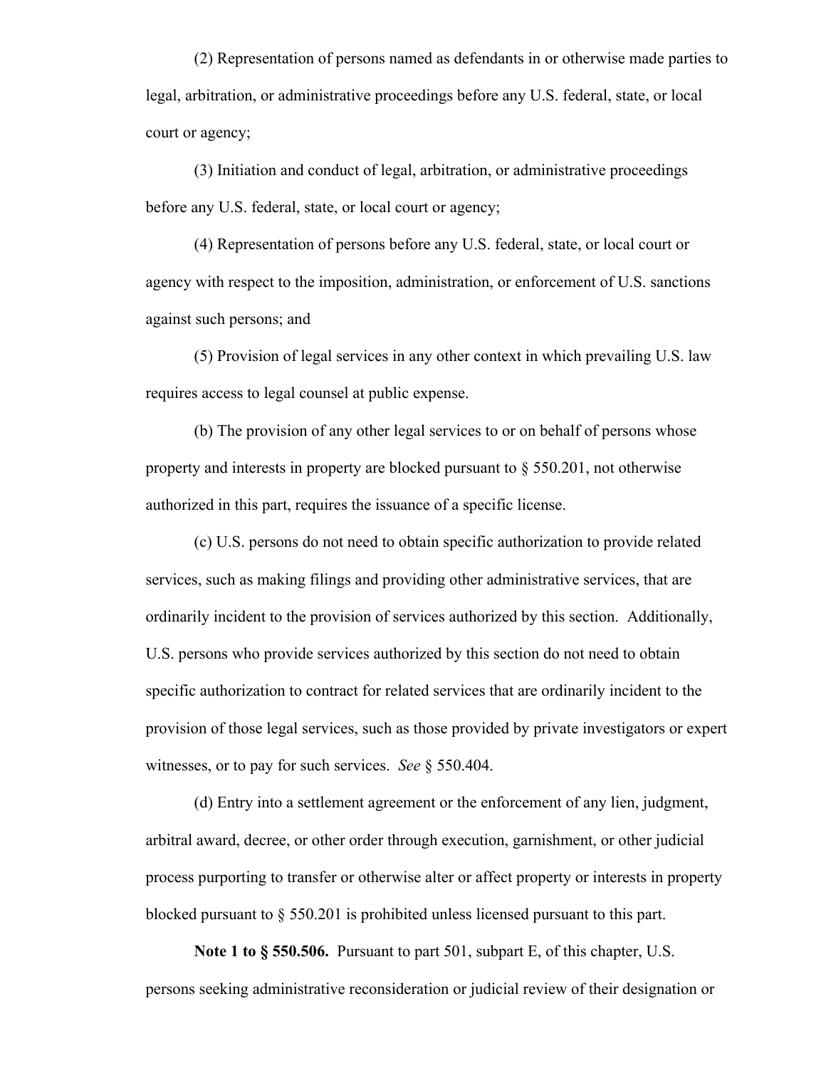(2) Representation of persons named as defendants in or otherwise made parties to legal, arbitration, or administrative proceedings before any U.S. federal, state, or local court or agency;

(3) Initiation and conduct of legal, arbitration, or administrative proceedings before any U.S. federal, state, or local court or agency;

(4) Representation of persons before any U.S. federal, state, or local court or agency with respect to the imposition, administration, or enforcement of U.S. sanctions against such persons; and

(5) Provision of legal services in any other context in which prevailing U.S. law requires access to legal counsel at public expense.

(b) The provision of any other legal services to or on behalf of persons whose property and interests in property are blocked pursuant to § 550.201, not otherwise authorized in this part, requires the issuance of a specific license.

(c) U.S. persons do not need to obtain specific authorization to provide related services, such as making filings and providing other administrative services, that are ordinarily incident to the provision of services authorized by this section. Additionally, U.S. persons who provide services authorized by this section do not need to obtain specific authorization to contract for related services that are ordinarily incident to the provision of those legal services, such as those provided by private investigators or expert witnesses, or to pay for such services. *See* § 550.404.

(d) Entry into a settlement agreement or the enforcement of any lien, judgment, arbitral award, decree, or other order through execution, garnishment, or other judicial process purporting to transfer or otherwise alter or affect property or interests in property blocked pursuant to § 550.201 is prohibited unless licensed pursuant to this part.

**Note 1 to § 550.506.** Pursuant to part 501, subpart E, of this chapter, U.S. persons seeking administrative reconsideration or judicial review of their designation or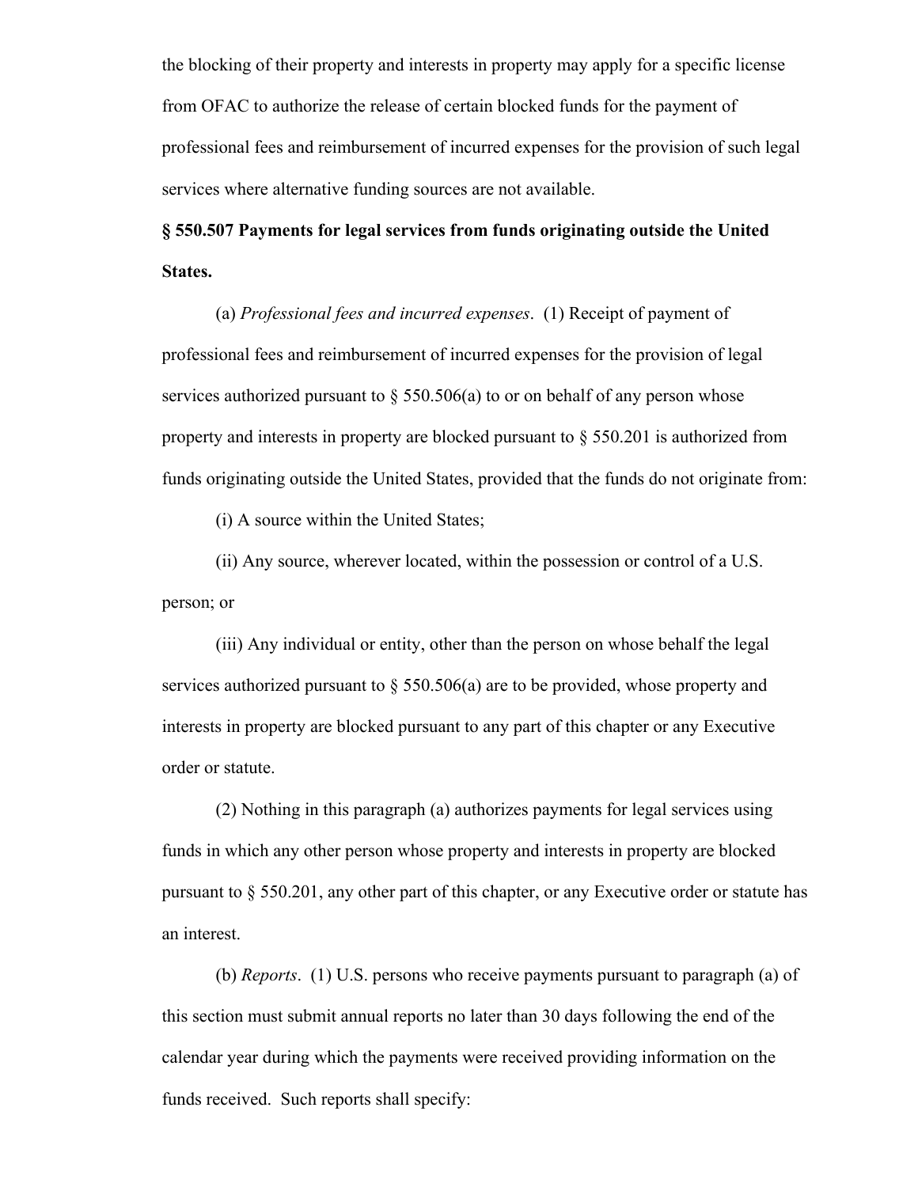the blocking of their property and interests in property may apply for a specific license from OFAC to authorize the release of certain blocked funds for the payment of professional fees and reimbursement of incurred expenses for the provision of such legal services where alternative funding sources are not available.

**§ 550.507 Payments for legal services from funds originating outside the United States.**

(a) *Professional fees and incurred expenses*. (1) Receipt of payment of professional fees and reimbursement of incurred expenses for the provision of legal services authorized pursuant to § 550.506(a) to or on behalf of any person whose property and interests in property are blocked pursuant to § 550.201 is authorized from funds originating outside the United States, provided that the funds do not originate from:

(i) A source within the United States;

(ii) Any source, wherever located, within the possession or control of a U.S. person; or

(iii) Any individual or entity, other than the person on whose behalf the legal services authorized pursuant to § 550.506(a) are to be provided, whose property and interests in property are blocked pursuant to any part of this chapter or any Executive order or statute.

(2) Nothing in this paragraph (a) authorizes payments for legal services using funds in which any other person whose property and interests in property are blocked pursuant to § 550.201, any other part of this chapter, or any Executive order or statute has an interest.

(b) *Reports*. (1) U.S. persons who receive payments pursuant to paragraph (a) of this section must submit annual reports no later than 30 days following the end of the calendar year during which the payments were received providing information on the funds received. Such reports shall specify: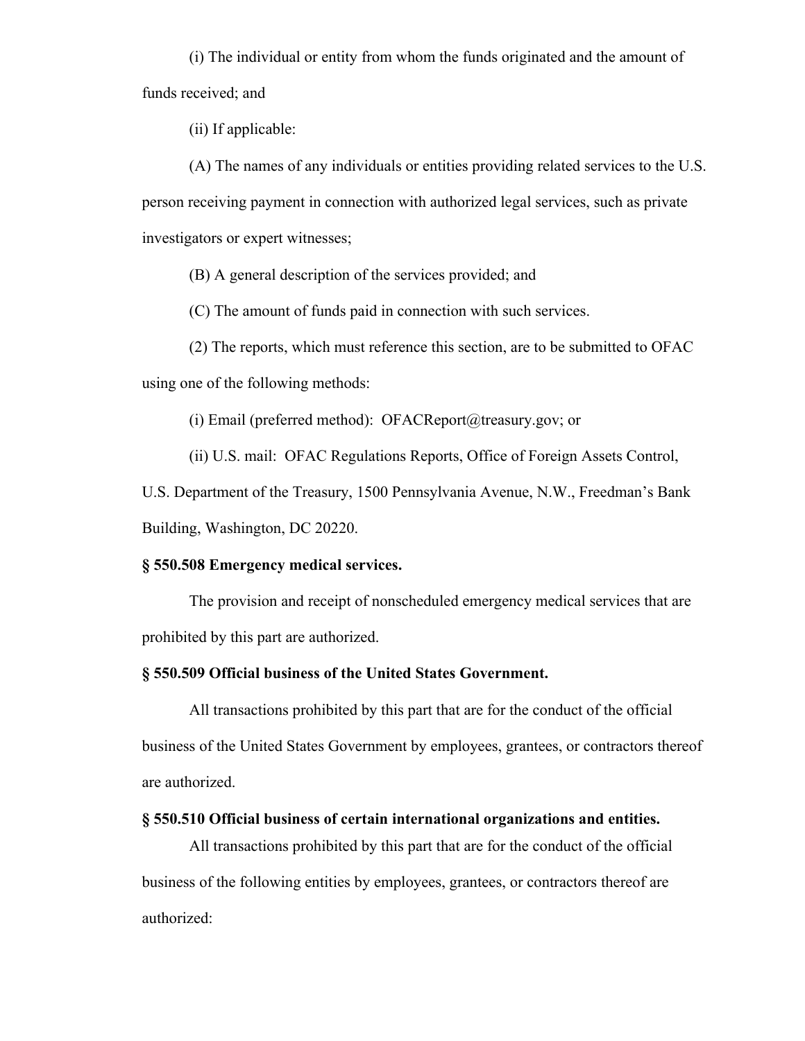(i) The individual or entity from whom the funds originated and the amount of funds received; and

(ii) If applicable:

(A) The names of any individuals or entities providing related services to the U.S. person receiving payment in connection with authorized legal services, such as private investigators or expert witnesses;

(B) A general description of the services provided; and

(C) The amount of funds paid in connection with such services.

(2) The reports, which must reference this section, are to be submitted to OFAC using one of the following methods:

(i) Email (preferred method): OFACReport@treasury.gov; or

(ii) U.S. mail: OFAC Regulations Reports, Office of Foreign Assets Control, U.S. Department of the Treasury, 1500 Pennsylvania Avenue, N.W., Freedman's Bank Building, Washington, DC 20220.

**§ 550.508 Emergency medical services.**

The provision and receipt of nonscheduled emergency medical services that are prohibited by this part are authorized.

**§ 550.509 Official business of the United States Government.**

All transactions prohibited by this part that are for the conduct of the official business of the United States Government by employees, grantees, or contractors thereof are authorized.

**§ 550.510 Official business of certain international organizations and entities.**

All transactions prohibited by this part that are for the conduct of the official business of the following entities by employees, grantees, or contractors thereof are authorized: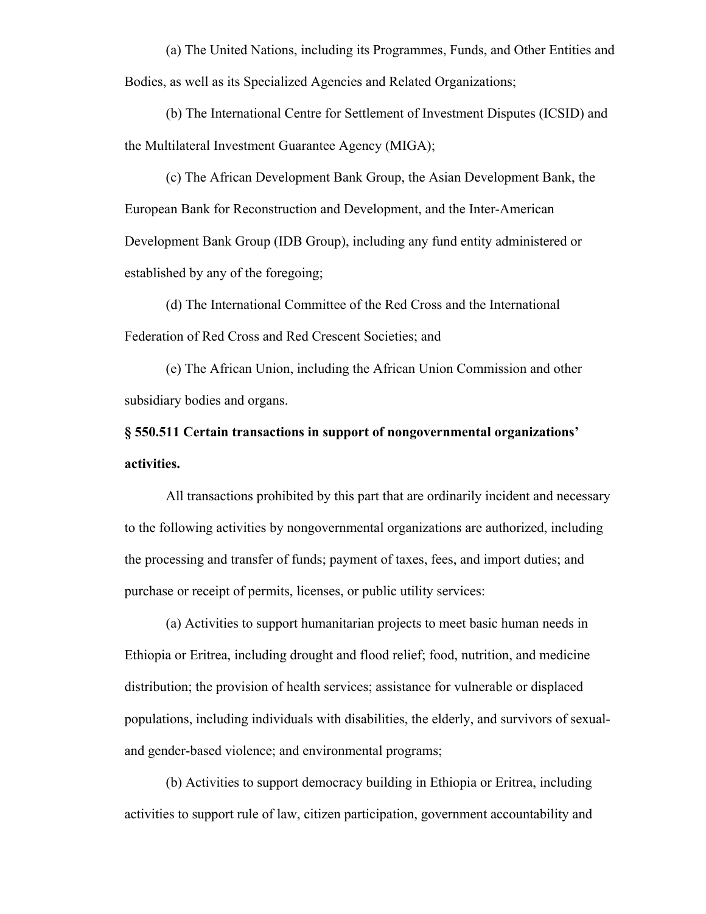(a) The United Nations, including its Programmes, Funds, and Other Entities and Bodies, as well as its Specialized Agencies and Related Organizations;

(b) The International Centre for Settlement of Investment Disputes (ICSID) and the Multilateral Investment Guarantee Agency (MIGA);

(c) The African Development Bank Group, the Asian Development Bank, the European Bank for Reconstruction and Development, and the Inter-American Development Bank Group (IDB Group), including any fund entity administered or established by any of the foregoing;

(d) The International Committee of the Red Cross and the International Federation of Red Cross and Red Crescent Societies; and

(e) The African Union, including the African Union Commission and other subsidiary bodies and organs.

**§ 550.511 Certain transactions in support of nongovernmental organizations' activities.**

All transactions prohibited by this part that are ordinarily incident and necessary to the following activities by nongovernmental organizations are authorized, including the processing and transfer of funds; payment of taxes, fees, and import duties; and purchase or receipt of permits, licenses, or public utility services:

(a) Activities to support humanitarian projects to meet basic human needs in Ethiopia or Eritrea, including drought and flood relief; food, nutrition, and medicine distribution; the provision of health services; assistance for vulnerable or displaced populations, including individuals with disabilities, the elderly, and survivors of sexual- and gender-based violence; and environmental programs;

(b) Activities to support democracy building in Ethiopia or Eritrea, including activities to support rule of law, citizen participation, government accountability and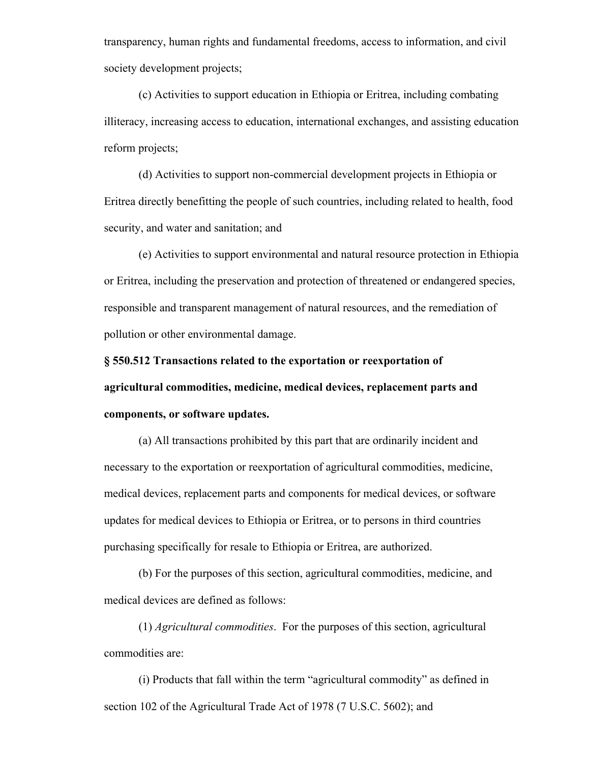transparency, human rights and fundamental freedoms, access to information, and civil society development projects;

(c) Activities to support education in Ethiopia or Eritrea, including combating illiteracy, increasing access to education, international exchanges, and assisting education reform projects;

(d) Activities to support non-commercial development projects in Ethiopia or Eritrea directly benefitting the people of such countries, including related to health, food security, and water and sanitation; and

(e) Activities to support environmental and natural resource protection in Ethiopia or Eritrea, including the preservation and protection of threatened or endangered species, responsible and transparent management of natural resources, and the remediation of pollution or other environmental damage.

**§ 550.512 Transactions related to the exportation or reexportation of agricultural commodities, medicine, medical devices, replacement parts and components, or software updates.**

(a) All transactions prohibited by this part that are ordinarily incident and necessary to the exportation or reexportation of agricultural commodities, medicine, medical devices, replacement parts and components for medical devices, or software updates for medical devices to Ethiopia or Eritrea, or to persons in third countries purchasing specifically for resale to Ethiopia or Eritrea, are authorized.

(b) For the purposes of this section, agricultural commodities, medicine, and medical devices are defined as follows:

(1) *Agricultural commodities*. For the purposes of this section, agricultural commodities are:

(i) Products that fall within the term "agricultural commodity" as defined in section 102 of the Agricultural Trade Act of 1978 (7 U.S.C. 5602); and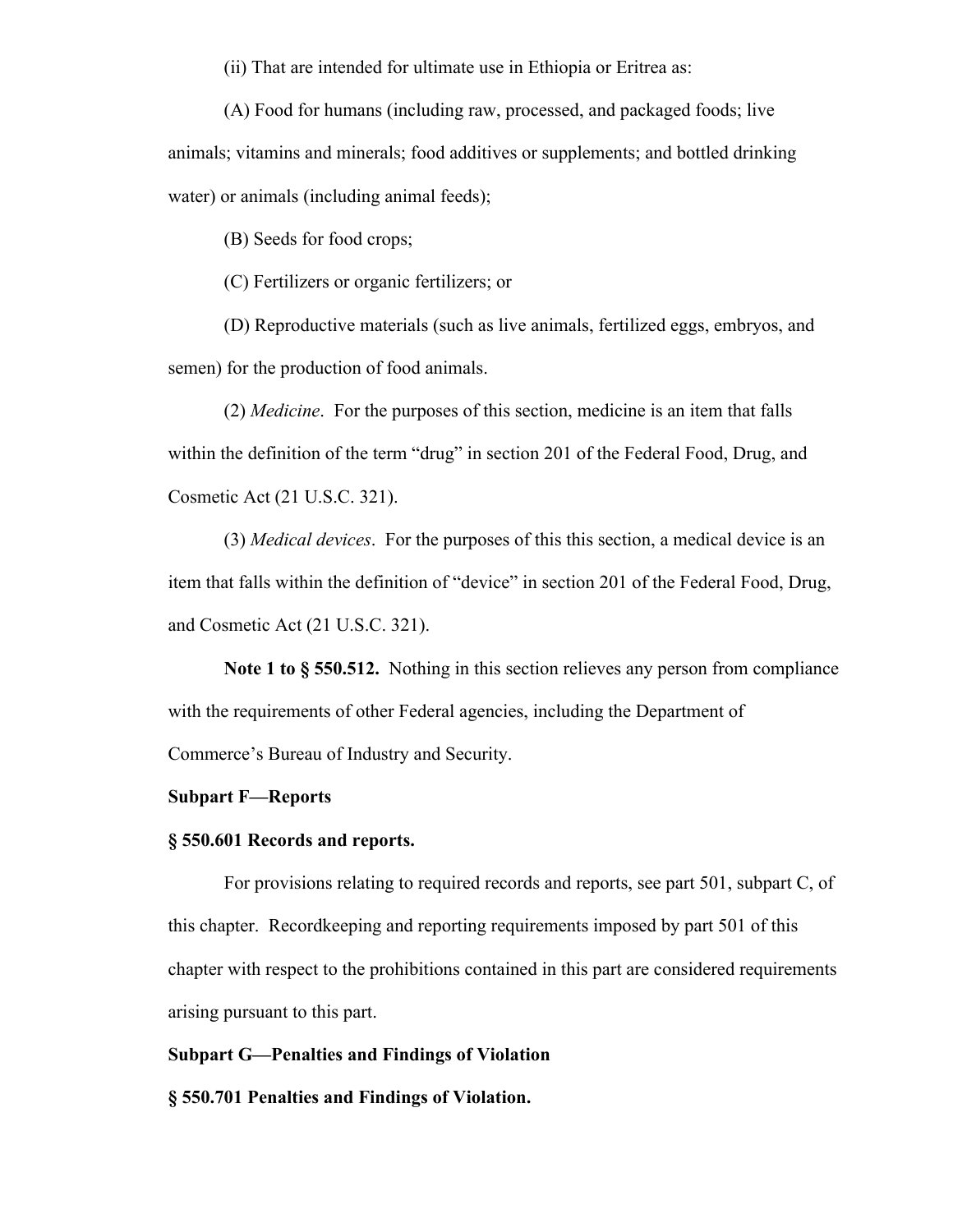(ii) That are intended for ultimate use in Ethiopia or Eritrea as:

(A) Food for humans (including raw, processed, and packaged foods; live animals; vitamins and minerals; food additives or supplements; and bottled drinking water) or animals (including animal feeds);

(B) Seeds for food crops;

(C) Fertilizers or organic fertilizers; or

(D) Reproductive materials (such as live animals, fertilized eggs, embryos, and semen) for the production of food animals.

(2) *Medicine*. For the purposes of this section, medicine is an item that falls within the definition of the term "drug" in section 201 of the Federal Food, Drug, and Cosmetic Act (21 U.S.C. 321).

(3) *Medical devices*. For the purposes of this this section, a medical device is an item that falls within the definition of "device" in section 201 of the Federal Food, Drug, and Cosmetic Act (21 U.S.C. 321).

**Note 1 to § 550.512.** Nothing in this section relieves any person from compliance with the requirements of other Federal agencies, including the Department of Commerce's Bureau of Industry and Security.

**Subpart F—Reports**

**§ 550.601 Records and reports.**

For provisions relating to required records and reports, see part 501, subpart C, of this chapter. Recordkeeping and reporting requirements imposed by part 501 of this chapter with respect to the prohibitions contained in this part are considered requirements arising pursuant to this part.

**Subpart G—Penalties and Findings of Violation**

**§ 550.701 Penalties and Findings of Violation.**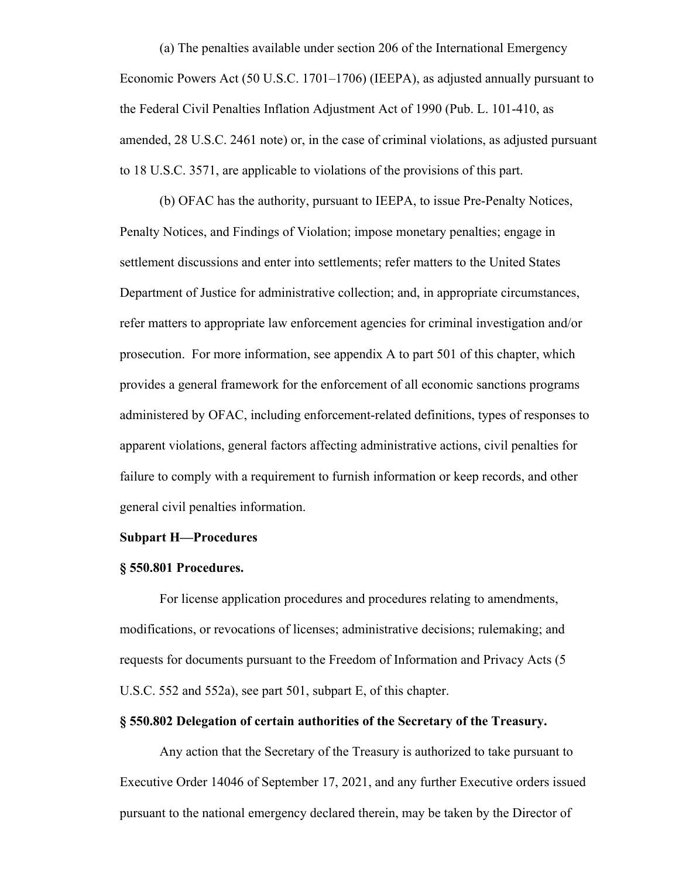(a) The penalties available under section 206 of the International Emergency Economic Powers Act (50 U.S.C. 1701–1706) (IEEPA), as adjusted annually pursuant to the Federal Civil Penalties Inflation Adjustment Act of 1990 (Pub. L. 101-410, as amended, 28 U.S.C. 2461 note) or, in the case of criminal violations, as adjusted pursuant to 18 U.S.C. 3571, are applicable to violations of the provisions of this part.

(b) OFAC has the authority, pursuant to IEEPA, to issue Pre-Penalty Notices, Penalty Notices, and Findings of Violation; impose monetary penalties; engage in settlement discussions and enter into settlements; refer matters to the United States Department of Justice for administrative collection; and, in appropriate circumstances, refer matters to appropriate law enforcement agencies for criminal investigation and/or prosecution. For more information, see appendix A to part 501 of this chapter, which provides a general framework for the enforcement of all economic sanctions programs administered by OFAC, including enforcement-related definitions, types of responses to apparent violations, general factors affecting administrative actions, civil penalties for failure to comply with a requirement to furnish information or keep records, and other general civil penalties information.

**Subpart H—Procedures**

**§ 550.801 Procedures.**

For license application procedures and procedures relating to amendments, modifications, or revocations of licenses; administrative decisions; rulemaking; and requests for documents pursuant to the Freedom of Information and Privacy Acts (5 U.S.C. 552 and 552a), see part 501, subpart E, of this chapter.

**§ 550.802 Delegation of certain authorities of the Secretary of the Treasury.**

Any action that the Secretary of the Treasury is authorized to take pursuant to Executive Order 14046 of September 17, 2021, and any further Executive orders issued pursuant to the national emergency declared therein, may be taken by the Director of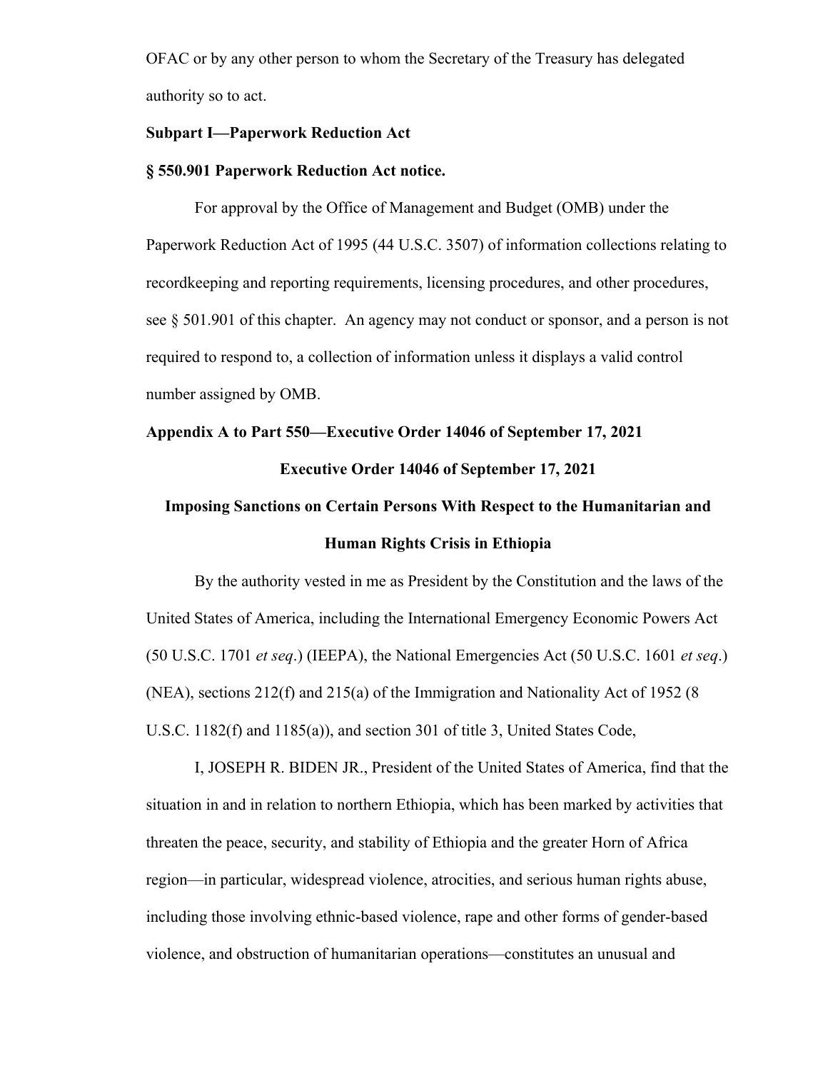OFAC or by any other person to whom the Secretary of the Treasury has delegated authority so to act.

**Subpart I—Paperwork Reduction Act**

**§ 550.901 Paperwork Reduction Act notice.**

For approval by the Office of Management and Budget (OMB) under the Paperwork Reduction Act of 1995 (44 U.S.C. 3507) of information collections relating to recordkeeping and reporting requirements, licensing procedures, and other procedures, see § 501.901 of this chapter. An agency may not conduct or sponsor, and a person is not required to respond to, a collection of information unless it displays a valid control number assigned by OMB.

**Appendix A to Part 550—Executive Order 14046 of September 17, 2021**

**Executive Order 14046 of September 17, 2021**

**Imposing Sanctions on Certain Persons With Respect to the Humanitarian and Human Rights Crisis in Ethiopia**

By the authority vested in me as President by the Constitution and the laws of the United States of America, including the International Emergency Economic Powers Act (50 U.S.C. 1701 *et seq*.) (IEEPA), the National Emergencies Act (50 U.S.C. 1601 *et seq*.) (NEA), sections 212(f) and 215(a) of the Immigration and Nationality Act of 1952 (8 U.S.C. 1182(f) and 1185(a)), and section 301 of title 3, United States Code,

I, JOSEPH R. BIDEN JR., President of the United States of America, find that the situation in and in relation to northern Ethiopia, which has been marked by activities that threaten the peace, security, and stability of Ethiopia and the greater Horn of Africa region—in particular, widespread violence, atrocities, and serious human rights abuse, including those involving ethnic-based violence, rape and other forms of gender-based violence, and obstruction of humanitarian operations—constitutes an unusual and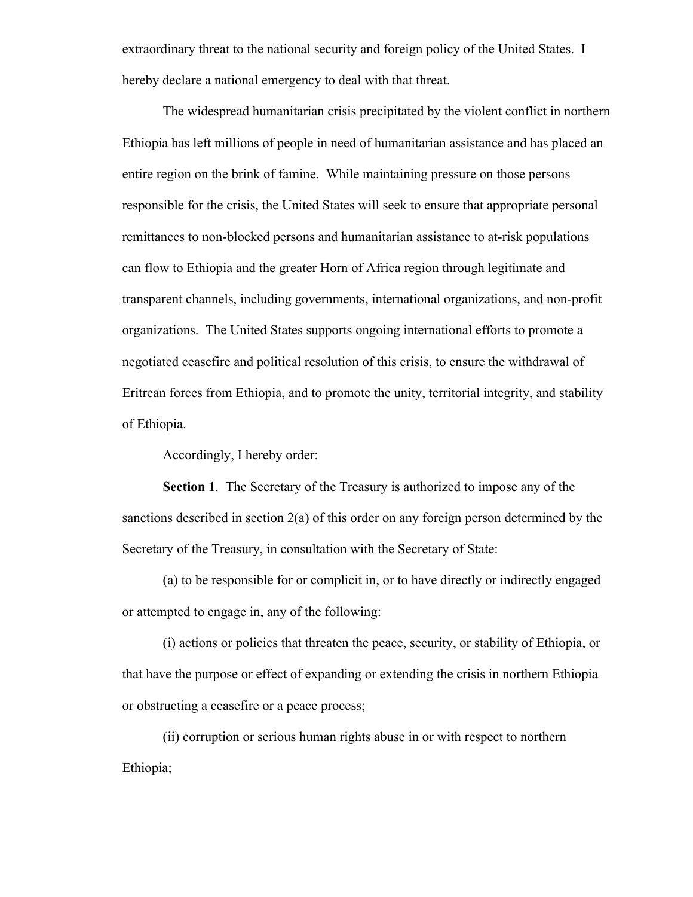extraordinary threat to the national security and foreign policy of the United States. I hereby declare a national emergency to deal with that threat.

The widespread humanitarian crisis precipitated by the violent conflict in northern Ethiopia has left millions of people in need of humanitarian assistance and has placed an entire region on the brink of famine. While maintaining pressure on those persons responsible for the crisis, the United States will seek to ensure that appropriate personal remittances to non-blocked persons and humanitarian assistance to at-risk populations can flow to Ethiopia and the greater Horn of Africa region through legitimate and transparent channels, including governments, international organizations, and non-profit organizations. The United States supports ongoing international efforts to promote a negotiated ceasefire and political resolution of this crisis, to ensure the withdrawal of Eritrean forces from Ethiopia, and to promote the unity, territorial integrity, and stability of Ethiopia.

Accordingly, I hereby order:

**Section 1**. The Secretary of the Treasury is authorized to impose any of the sanctions described in section 2(a) of this order on any foreign person determined by the Secretary of the Treasury, in consultation with the Secretary of State:

(a) to be responsible for or complicit in, or to have directly or indirectly engaged or attempted to engage in, any of the following:

(i) actions or policies that threaten the peace, security, or stability of Ethiopia, or that have the purpose or effect of expanding or extending the crisis in northern Ethiopia or obstructing a ceasefire or a peace process;

(ii) corruption or serious human rights abuse in or with respect to northern Ethiopia;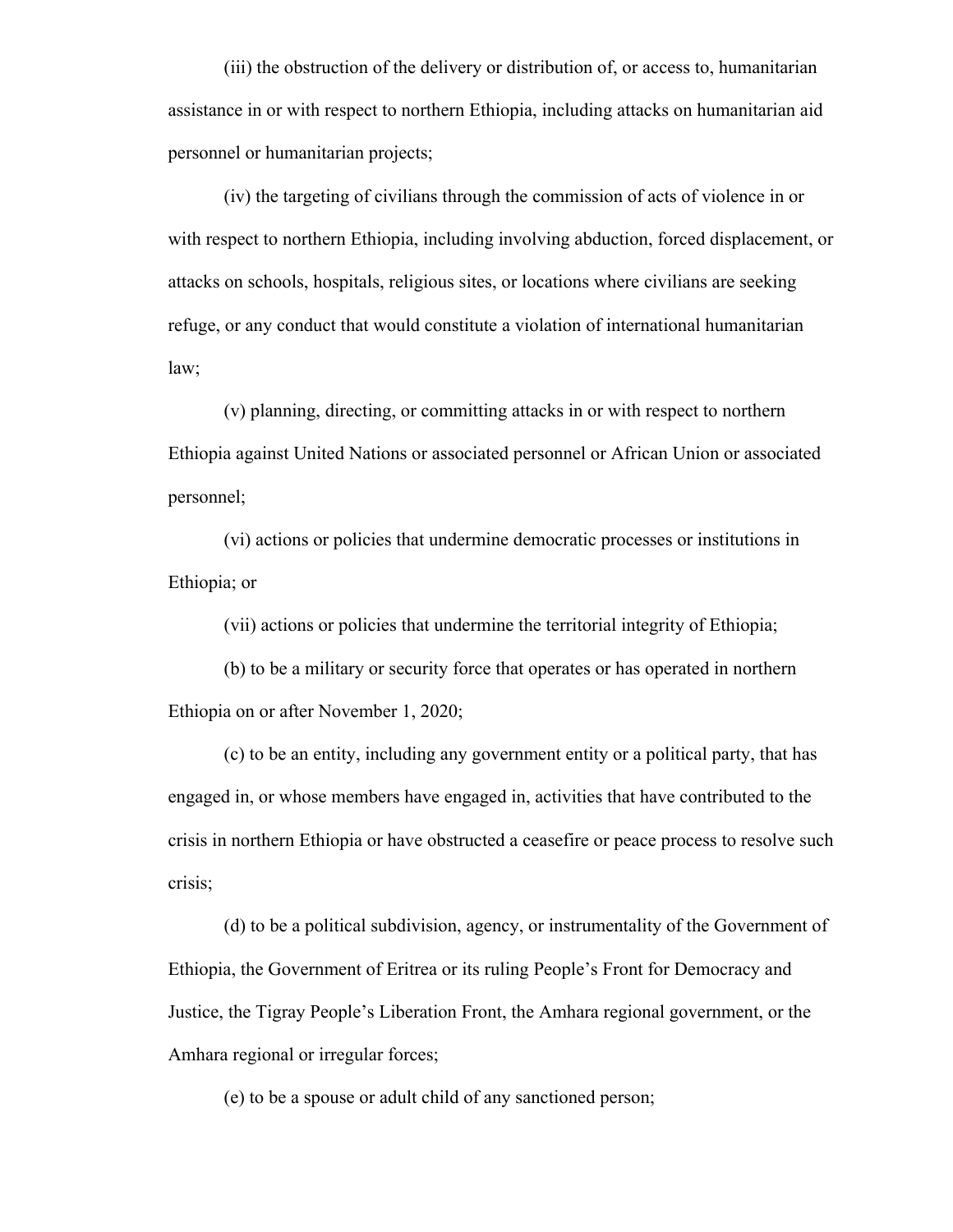(iii) the obstruction of the delivery or distribution of, or access to, humanitarian assistance in or with respect to northern Ethiopia, including attacks on humanitarian aid personnel or humanitarian projects;

(iv) the targeting of civilians through the commission of acts of violence in or with respect to northern Ethiopia, including involving abduction, forced displacement, or attacks on schools, hospitals, religious sites, or locations where civilians are seeking refuge, or any conduct that would constitute a violation of international humanitarian law;

(v) planning, directing, or committing attacks in or with respect to northern Ethiopia against United Nations or associated personnel or African Union or associated personnel;

(vi) actions or policies that undermine democratic processes or institutions in Ethiopia; or

(vii) actions or policies that undermine the territorial integrity of Ethiopia;

(b) to be a military or security force that operates or has operated in northern Ethiopia on or after November 1, 2020;

(c) to be an entity, including any government entity or a political party, that has engaged in, or whose members have engaged in, activities that have contributed to the crisis in northern Ethiopia or have obstructed a ceasefire or peace process to resolve such crisis;

(d) to be a political subdivision, agency, or instrumentality of the Government of Ethiopia, the Government of Eritrea or its ruling People's Front for Democracy and Justice, the Tigray People's Liberation Front, the Amhara regional government, or the Amhara regional or irregular forces;

(e) to be a spouse or adult child of any sanctioned person;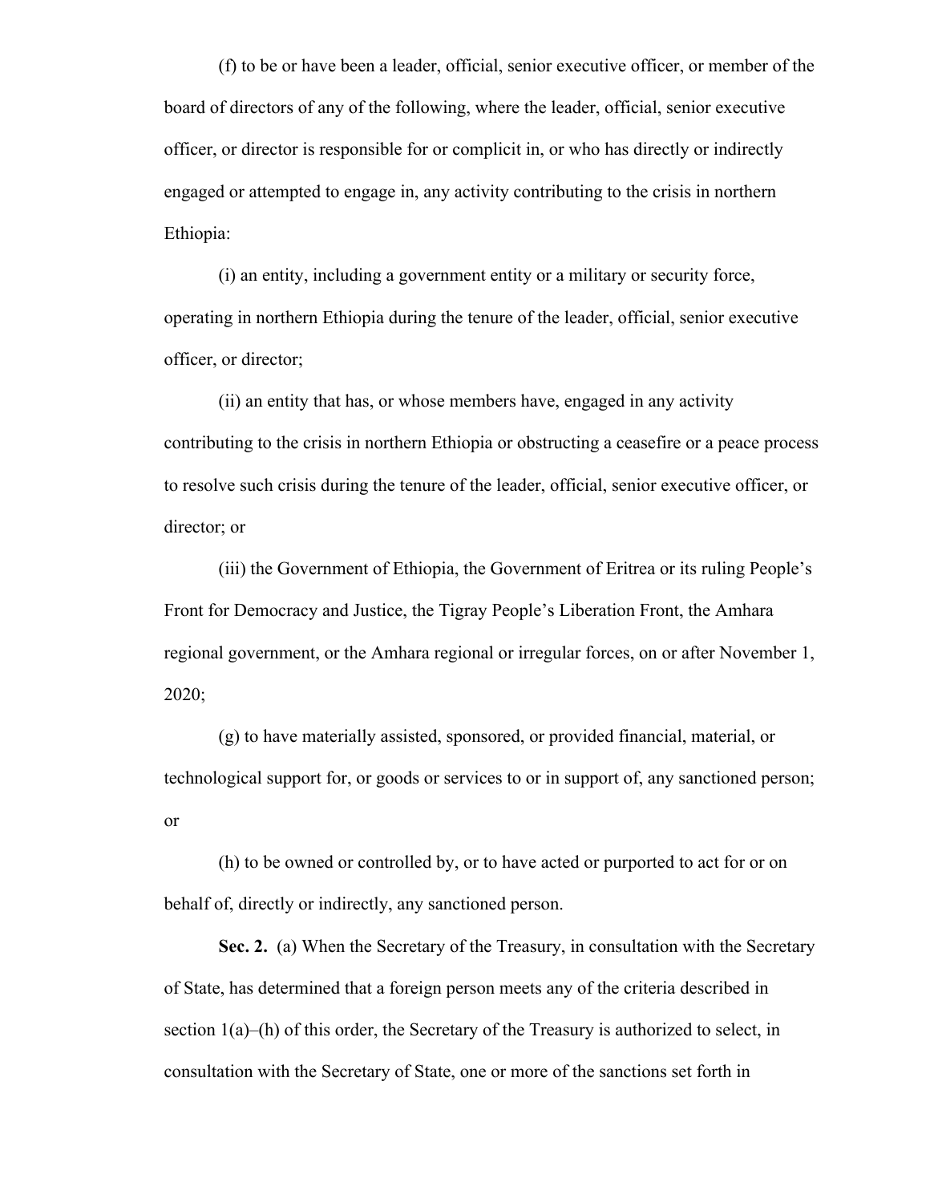(f) to be or have been a leader, official, senior executive officer, or member of the board of directors of any of the following, where the leader, official, senior executive officer, or director is responsible for or complicit in, or who has directly or indirectly engaged or attempted to engage in, any activity contributing to the crisis in northern Ethiopia:

(i) an entity, including a government entity or a military or security force, operating in northern Ethiopia during the tenure of the leader, official, senior executive officer, or director;

(ii) an entity that has, or whose members have, engaged in any activity contributing to the crisis in northern Ethiopia or obstructing a ceasefire or a peace process to resolve such crisis during the tenure of the leader, official, senior executive officer, or director; or

(iii) the Government of Ethiopia, the Government of Eritrea or its ruling People's Front for Democracy and Justice, the Tigray People's Liberation Front, the Amhara regional government, or the Amhara regional or irregular forces, on or after November 1, 2020;

(g) to have materially assisted, sponsored, or provided financial, material, or technological support for, or goods or services to or in support of, any sanctioned person; or

(h) to be owned or controlled by, or to have acted or purported to act for or on behalf of, directly or indirectly, any sanctioned person.

**Sec. 2.** (a) When the Secretary of the Treasury, in consultation with the Secretary of State, has determined that a foreign person meets any of the criteria described in section 1(a)–(h) of this order, the Secretary of the Treasury is authorized to select, in consultation with the Secretary of State, one or more of the sanctions set forth in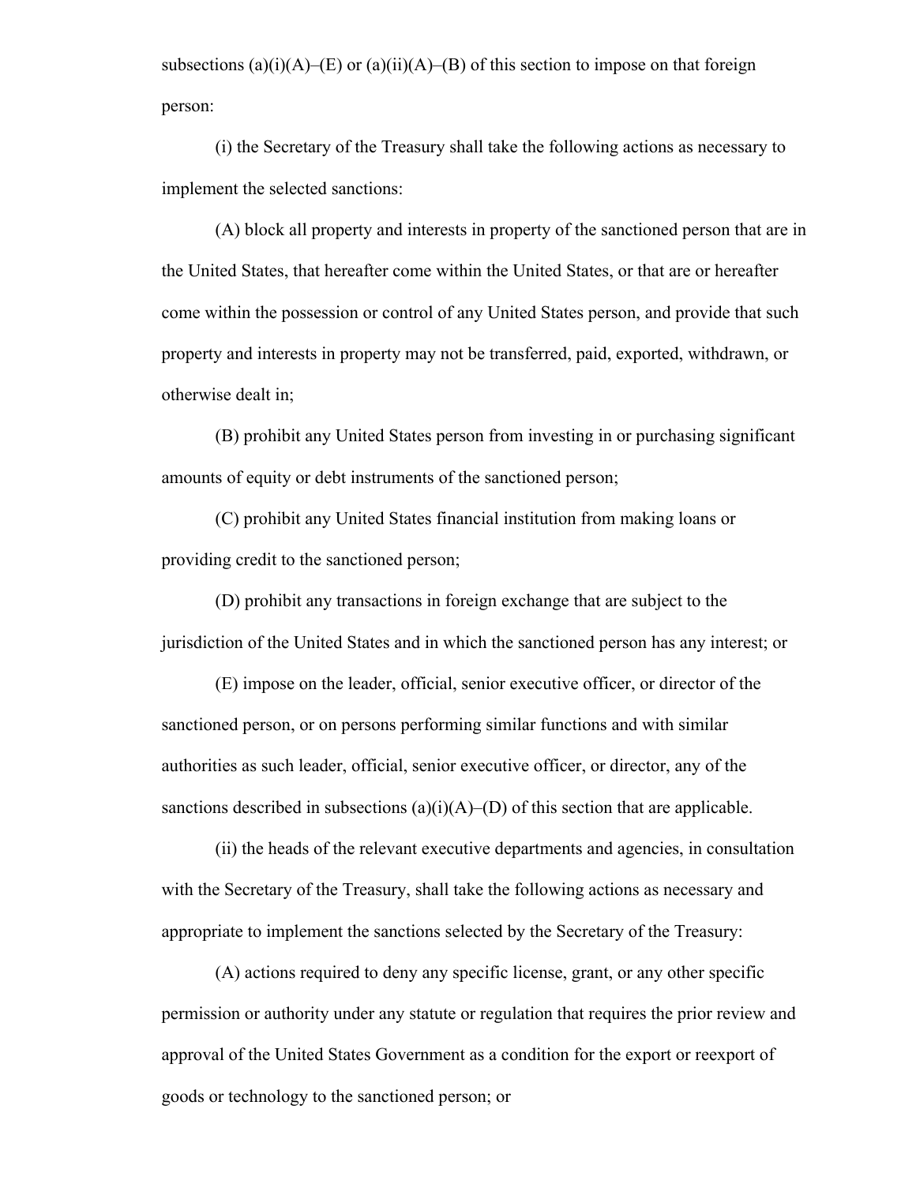subsections (a)(i)(A)–(E) or (a)(ii)(A)–(B) of this section to impose on that foreign person:

(i) the Secretary of the Treasury shall take the following actions as necessary to implement the selected sanctions:

(A) block all property and interests in property of the sanctioned person that are in the United States, that hereafter come within the United States, or that are or hereafter come within the possession or control of any United States person, and provide that such property and interests in property may not be transferred, paid, exported, withdrawn, or otherwise dealt in;

(B) prohibit any United States person from investing in or purchasing significant amounts of equity or debt instruments of the sanctioned person;

(C) prohibit any United States financial institution from making loans or providing credit to the sanctioned person;

(D) prohibit any transactions in foreign exchange that are subject to the jurisdiction of the United States and in which the sanctioned person has any interest; or

(E) impose on the leader, official, senior executive officer, or director of the sanctioned person, or on persons performing similar functions and with similar authorities as such leader, official, senior executive officer, or director, any of the sanctions described in subsections (a)(i)(A)–(D) of this section that are applicable.

(ii) the heads of the relevant executive departments and agencies, in consultation with the Secretary of the Treasury, shall take the following actions as necessary and appropriate to implement the sanctions selected by the Secretary of the Treasury:

(A) actions required to deny any specific license, grant, or any other specific permission or authority under any statute or regulation that requires the prior review and approval of the United States Government as a condition for the export or reexport of goods or technology to the sanctioned person; or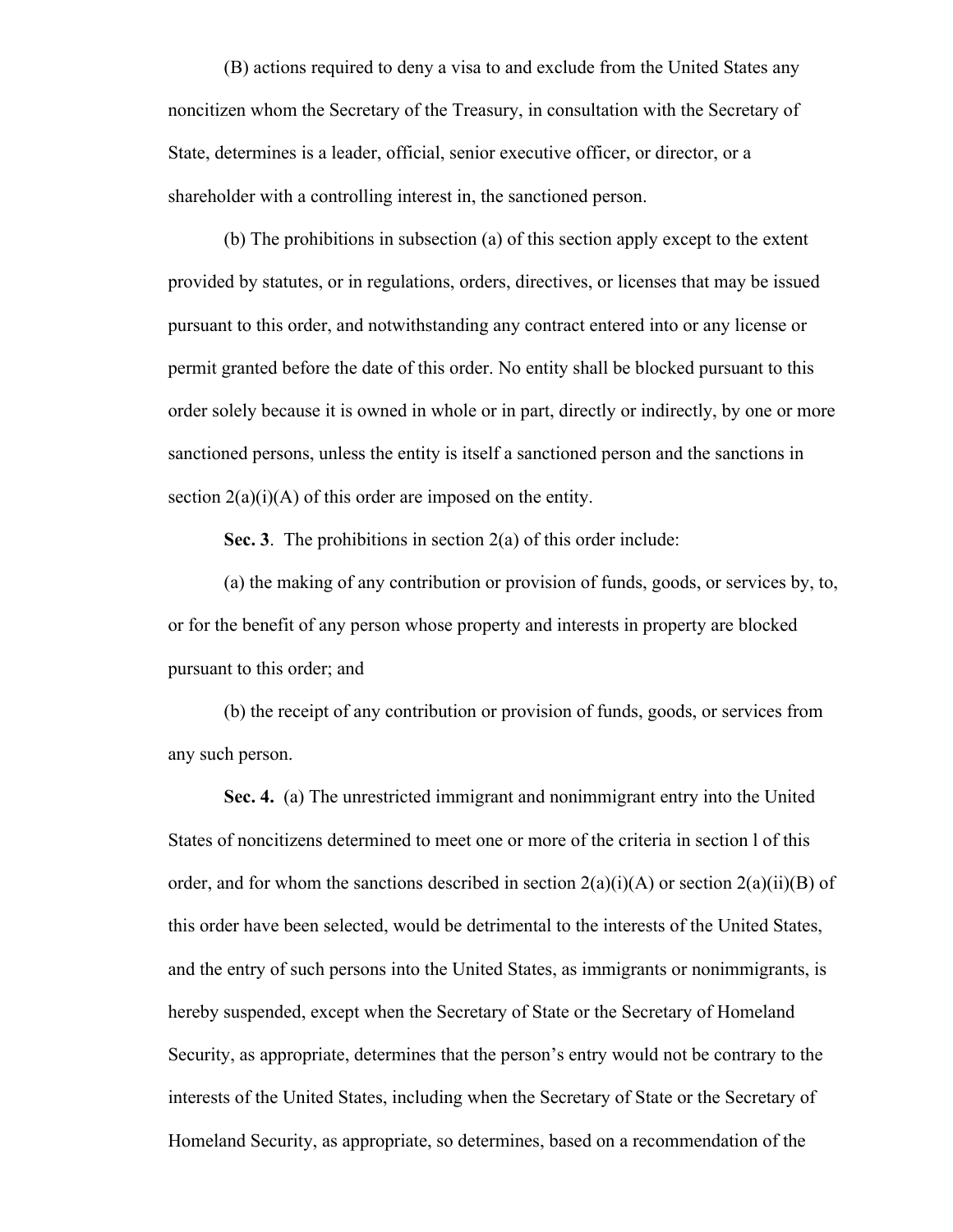(B) actions required to deny a visa to and exclude from the United States any noncitizen whom the Secretary of the Treasury, in consultation with the Secretary of State, determines is a leader, official, senior executive officer, or director, or a shareholder with a controlling interest in, the sanctioned person.

(b) The prohibitions in subsection (a) of this section apply except to the extent provided by statutes, or in regulations, orders, directives, or licenses that may be issued pursuant to this order, and notwithstanding any contract entered into or any license or permit granted before the date of this order. No entity shall be blocked pursuant to this order solely because it is owned in whole or in part, directly or indirectly, by one or more sanctioned persons, unless the entity is itself a sanctioned person and the sanctions in section 2(a)(i)(A) of this order are imposed on the entity.

**Sec. 3**. The prohibitions in section 2(a) of this order include:

(a) the making of any contribution or provision of funds, goods, or services by, to, or for the benefit of any person whose property and interests in property are blocked pursuant to this order; and

(b) the receipt of any contribution or provision of funds, goods, or services from any such person.

**Sec. 4.** (a) The unrestricted immigrant and nonimmigrant entry into the United States of noncitizens determined to meet one or more of the criteria in section l of this order, and for whom the sanctions described in section 2(a)(i)(A) or section 2(a)(ii)(B) of this order have been selected, would be detrimental to the interests of the United States, and the entry of such persons into the United States, as immigrants or nonimmigrants, is hereby suspended, except when the Secretary of State or the Secretary of Homeland Security, as appropriate, determines that the person's entry would not be contrary to the interests of the United States, including when the Secretary of State or the Secretary of Homeland Security, as appropriate, so determines, based on a recommendation of the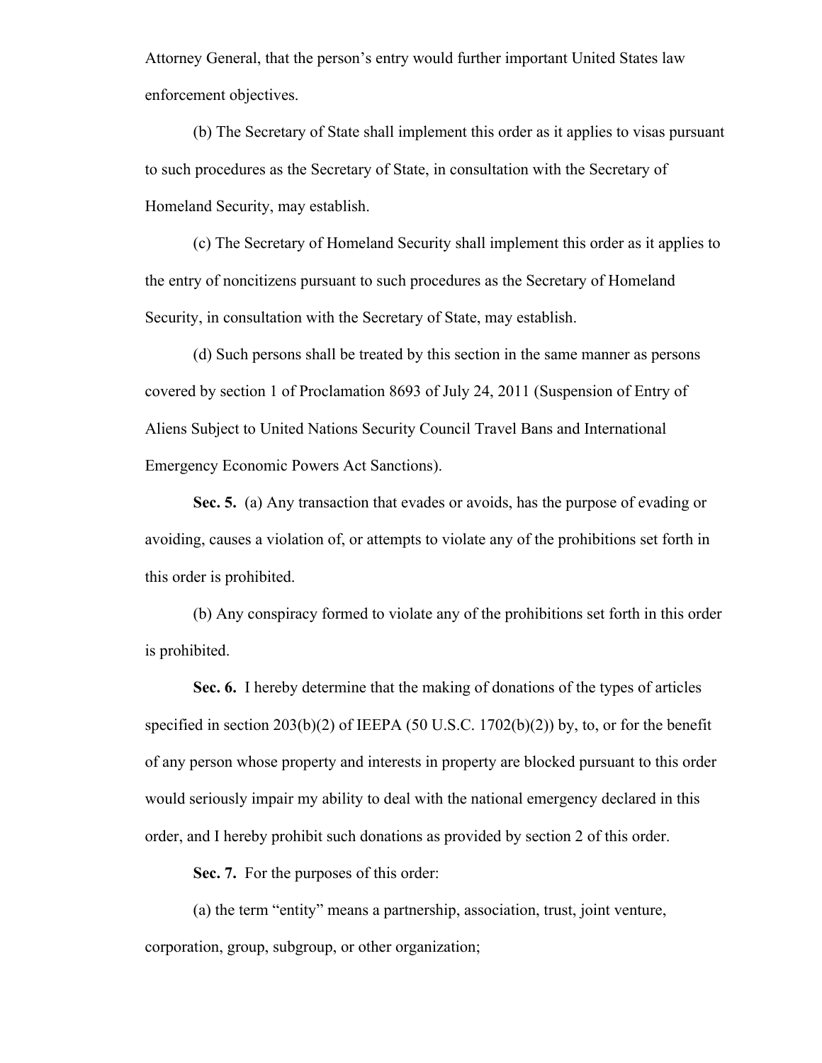Attorney General, that the person's entry would further important United States law enforcement objectives.

(b) The Secretary of State shall implement this order as it applies to visas pursuant to such procedures as the Secretary of State, in consultation with the Secretary of Homeland Security, may establish.

(c) The Secretary of Homeland Security shall implement this order as it applies to the entry of noncitizens pursuant to such procedures as the Secretary of Homeland Security, in consultation with the Secretary of State, may establish.

(d) Such persons shall be treated by this section in the same manner as persons covered by section 1 of Proclamation 8693 of July 24, 2011 (Suspension of Entry of Aliens Subject to United Nations Security Council Travel Bans and International Emergency Economic Powers Act Sanctions).

**Sec. 5.** (a) Any transaction that evades or avoids, has the purpose of evading or avoiding, causes a violation of, or attempts to violate any of the prohibitions set forth in this order is prohibited.

(b) Any conspiracy formed to violate any of the prohibitions set forth in this order is prohibited.

**Sec. 6.** I hereby determine that the making of donations of the types of articles specified in section 203(b)(2) of IEEPA (50 U.S.C. 1702(b)(2)) by, to, or for the benefit of any person whose property and interests in property are blocked pursuant to this order would seriously impair my ability to deal with the national emergency declared in this order, and I hereby prohibit such donations as provided by section 2 of this order.

**Sec. 7.** For the purposes of this order:

(a) the term "entity" means a partnership, association, trust, joint venture, corporation, group, subgroup, or other organization;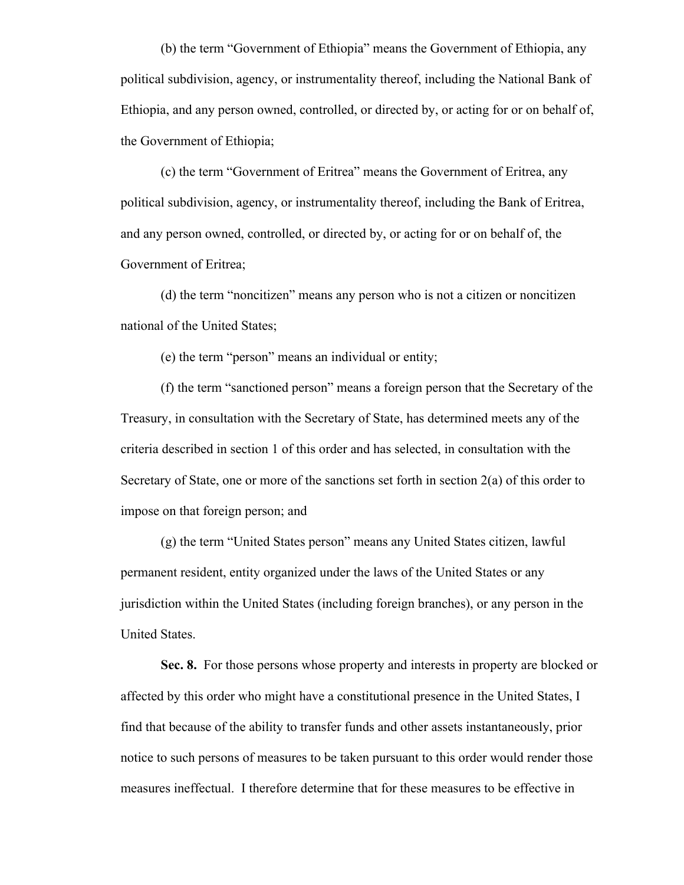(b) the term "Government of Ethiopia" means the Government of Ethiopia, any political subdivision, agency, or instrumentality thereof, including the National Bank of Ethiopia, and any person owned, controlled, or directed by, or acting for or on behalf of, the Government of Ethiopia;

(c) the term "Government of Eritrea" means the Government of Eritrea, any political subdivision, agency, or instrumentality thereof, including the Bank of Eritrea, and any person owned, controlled, or directed by, or acting for or on behalf of, the Government of Eritrea;

(d) the term "noncitizen" means any person who is not a citizen or noncitizen national of the United States;

(e) the term "person" means an individual or entity;

(f) the term "sanctioned person" means a foreign person that the Secretary of the Treasury, in consultation with the Secretary of State, has determined meets any of the criteria described in section 1 of this order and has selected, in consultation with the Secretary of State, one or more of the sanctions set forth in section 2(a) of this order to impose on that foreign person; and

(g) the term "United States person" means any United States citizen, lawful permanent resident, entity organized under the laws of the United States or any jurisdiction within the United States (including foreign branches), or any person in the United States.

**Sec. 8.** For those persons whose property and interests in property are blocked or affected by this order who might have a constitutional presence in the United States, I find that because of the ability to transfer funds and other assets instantaneously, prior notice to such persons of measures to be taken pursuant to this order would render those measures ineffectual. I therefore determine that for these measures to be effective in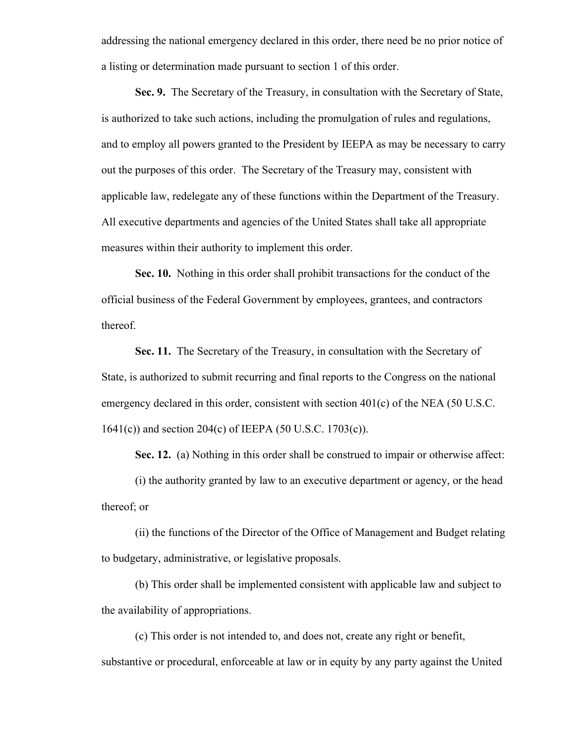addressing the national emergency declared in this order, there need be no prior notice of a listing or determination made pursuant to section 1 of this order.

**Sec. 9.** The Secretary of the Treasury, in consultation with the Secretary of State, is authorized to take such actions, including the promulgation of rules and regulations, and to employ all powers granted to the President by IEEPA as may be necessary to carry out the purposes of this order. The Secretary of the Treasury may, consistent with applicable law, redelegate any of these functions within the Department of the Treasury. All executive departments and agencies of the United States shall take all appropriate measures within their authority to implement this order.

**Sec. 10.** Nothing in this order shall prohibit transactions for the conduct of the official business of the Federal Government by employees, grantees, and contractors thereof.

**Sec. 11.** The Secretary of the Treasury, in consultation with the Secretary of State, is authorized to submit recurring and final reports to the Congress on the national emergency declared in this order, consistent with section 401(c) of the NEA (50 U.S.C. 1641(c)) and section 204(c) of IEEPA (50 U.S.C. 1703(c)).

**Sec. 12.** (a) Nothing in this order shall be construed to impair or otherwise affect:

(i) the authority granted by law to an executive department or agency, or the head thereof; or

(ii) the functions of the Director of the Office of Management and Budget relating to budgetary, administrative, or legislative proposals.

(b) This order shall be implemented consistent with applicable law and subject to the availability of appropriations.

(c) This order is not intended to, and does not, create any right or benefit, substantive or procedural, enforceable at law or in equity by any party against the United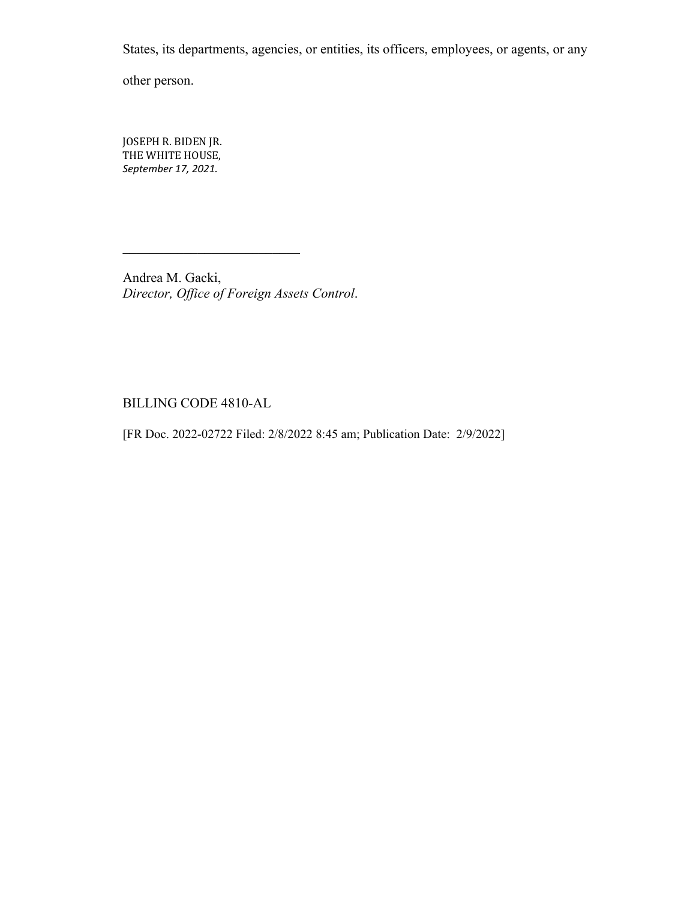States, its departments, agencies, or entities, its officers, employees, or agents, or any other person.

JOSEPH R. BIDEN JR.
THE WHITE HOUSE,
*September 17, 2021.*

---

Andrea M. Gacki,
*Director, Office of Foreign Assets Control*.

BILLING CODE 4810-AL

[FR Doc. 2022-02722 Filed: 2/8/2022 8:45 am; Publication Date: 2/9/2022]